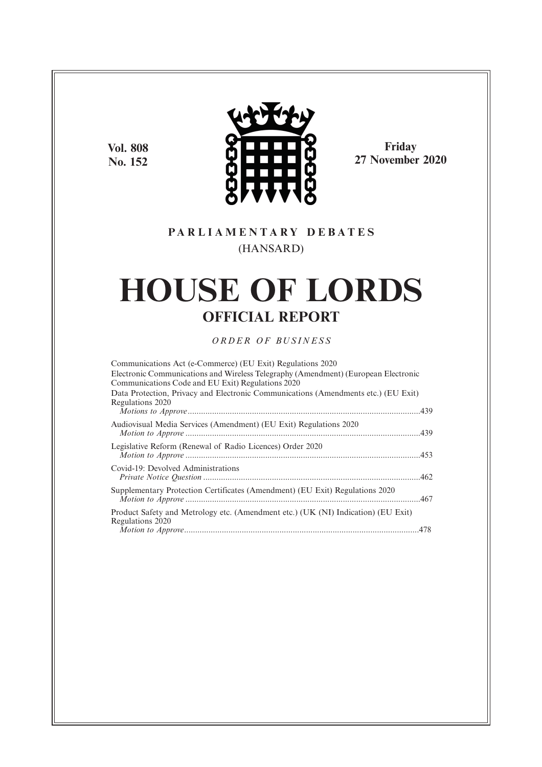**Vol. 808**
**No. 152**

**Friday**
**27 November 2020**

PARLIAMENTARY DEBATES
(HANSARD)

# HOUSE OF LORDS

## OFFICIAL REPORT

*ORDER OF BUSINESS*

Communications Act (e-Commerce) (EU Exit) Regulations 2020
Electronic Communications and Wireless Telegraphy (Amendment) (European Electronic Communications Code and EU Exit) Regulations 2020
Data Protection, Privacy and Electronic Communications (Amendments etc.) (EU Exit) Regulations 2020
*Motions to Approve*........................................................................................................439

Audiovisual Media Services (Amendment) (EU Exit) Regulations 2020
*Motion to Approve* ........................................................................................................439

Legislative Reform (Renewal of Radio Licences) Order 2020
*Motion to Approve* ........................................................................................................453

Covid-19: Devolved Administrations
*Private Notice Question* ................................................................................................462

Supplementary Protection Certificates (Amendment) (EU Exit) Regulations 2020
*Motion to Approve* ........................................................................................................467

Product Safety and Metrology etc. (Amendment etc.) (UK (NI) Indication) (EU Exit) Regulations 2020
*Motion to Approve*........................................................................................................478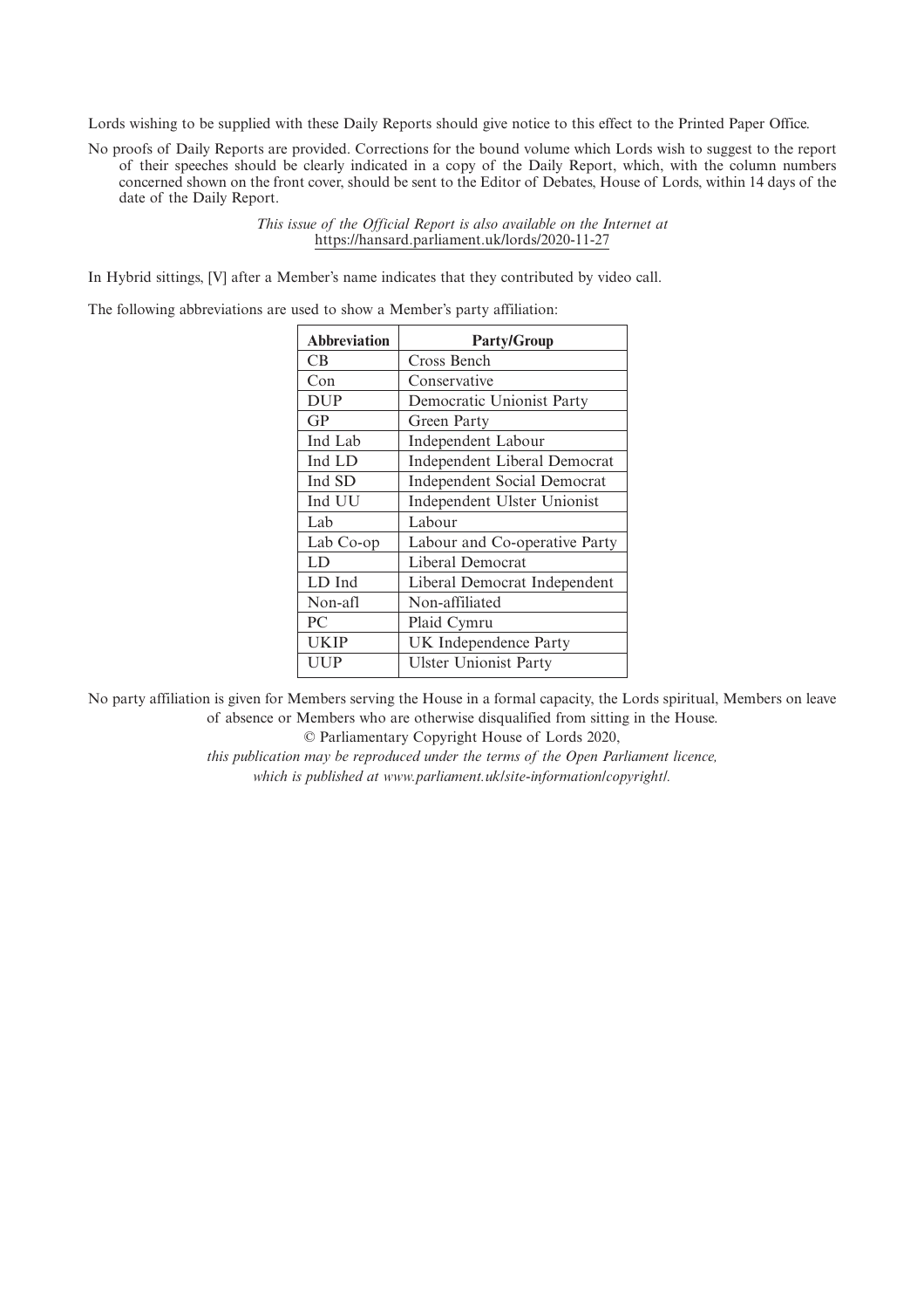Lords wishing to be supplied with these Daily Reports should give notice to this effect to the Printed Paper Office.

No proofs of Daily Reports are provided. Corrections for the bound volume which Lords wish to suggest to the report of their speeches should be clearly indicated in a copy of the Daily Report, which, with the column numbers concerned shown on the front cover, should be sent to the Editor of Debates, House of Lords, within 14 days of the date of the Daily Report.

*This issue of the Official Report is also available on the Internet at* https://hansard.parliament.uk/lords/2020-11-27

In Hybrid sittings, [V] after a Member's name indicates that they contributed by video call.

The following abbreviations are used to show a Member's party affiliation:

| Abbreviation | Party/Group |
|---|---|
| CB | Cross Bench |
| Con | Conservative |
| DUP | Democratic Unionist Party |
| GP | Green Party |
| Ind Lab | Independent Labour |
| Ind LD | Independent Liberal Democrat |
| Ind SD | Independent Social Democrat |
| Ind UU | Independent Ulster Unionist |
| Lab | Labour |
| Lab Co-op | Labour and Co-operative Party |
| LD | Liberal Democrat |
| LD Ind | Liberal Democrat Independent |
| Non-afl | Non-affiliated |
| PC | Plaid Cymru |
| UKIP | UK Independence Party |
| UUP | Ulster Unionist Party |

No party affiliation is given for Members serving the House in a formal capacity, the Lords spiritual, Members on leave of absence or Members who are otherwise disqualified from sitting in the House.

© Parliamentary Copyright House of Lords 2020,

*this publication may be reproduced under the terms of the Open Parliament licence, which is published at www.parliament.uk/site-information/copyright/.*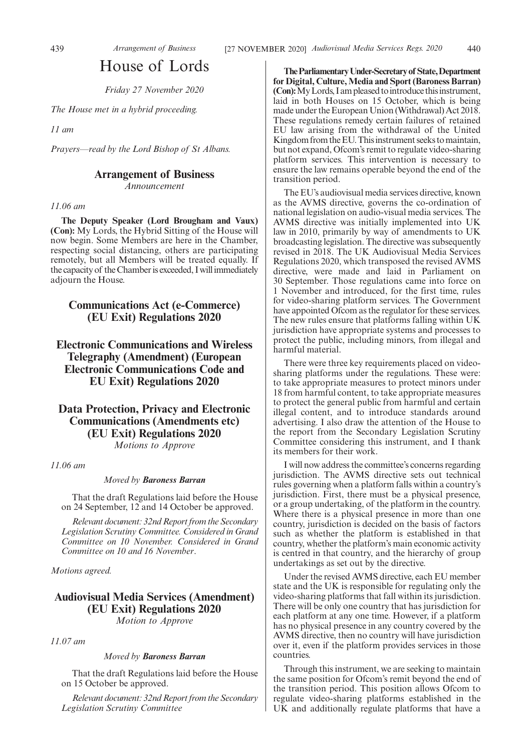# House of Lords

*Friday 27 November 2020*

*The House met in a hybrid proceeding.*

*11 am*

*Prayers—read by the Lord Bishop of St Albans.*

## Arrangement of Business

*Announcement*

*11.06 am*

**The Deputy Speaker (Lord Brougham and Vaux) (Con):** My Lords, the Hybrid Sitting of the House will now begin. Some Members are here in the Chamber, respecting social distancing, others are participating remotely, but all Members will be treated equally. If the capacity of the Chamber is exceeded, I will immediately adjourn the House.

## Communications Act (e-Commerce) (EU Exit) Regulations 2020

## Electronic Communications and Wireless Telegraphy (Amendment) (European Electronic Communications Code and EU Exit) Regulations 2020

## Data Protection, Privacy and Electronic Communications (Amendments etc) (EU Exit) Regulations 2020

*Motions to Approve*

*11.06 am*

*Moved by* ***Baroness Barran***

That the draft Regulations laid before the House on 24 September, 12 and 14 October be approved.

*Relevant document: 32nd Report from the Secondary Legislation Scrutiny Committee. Considered in Grand Committee on 10 November. Considered in Grand Committee on 10 and 16 November*.

*Motions agreed.*

## Audiovisual Media Services (Amendment) (EU Exit) Regulations 2020

*Motion to Approve*

*11.07 am*

*Moved by* ***Baroness Barran***

That the draft Regulations laid before the House on 15 October be approved.

*Relevant document: 32nd Report from the Secondary Legislation Scrutiny Committee*

**The Parliamentary Under-Secretary of State, Department for Digital, Culture, Media and Sport (Baroness Barran) (Con):** My Lords, I am pleased to introduce this instrument, laid in both Houses on 15 October, which is being made under the European Union (Withdrawal) Act 2018. These regulations remedy certain failures of retained EU law arising from the withdrawal of the United Kingdom from the EU. This instrument seeks to maintain, but not expand, Ofcom's remit to regulate video-sharing platform services. This intervention is necessary to ensure the law remains operable beyond the end of the transition period.

The EU's audiovisual media services directive, known as the AVMS directive, governs the co-ordination of national legislation on audio-visual media services. The AVMS directive was initially implemented into UK law in 2010, primarily by way of amendments to UK broadcasting legislation. The directive was subsequently revised in 2018. The UK Audiovisual Media Services Regulations 2020, which transposed the revised AVMS directive, were made and laid in Parliament on 30 September. Those regulations came into force on 1 November and introduced, for the first time, rules for video-sharing platform services. The Government have appointed Ofcom as the regulator for these services. The new rules ensure that platforms falling within UK jurisdiction have appropriate systems and processes to protect the public, including minors, from illegal and harmful material.

There were three key requirements placed on video-sharing platforms under the regulations. These were: to take appropriate measures to protect minors under 18 from harmful content, to take appropriate measures to protect the general public from harmful and certain illegal content, and to introduce standards around advertising. I also draw the attention of the House to the report from the Secondary Legislation Scrutiny Committee considering this instrument, and I thank its members for their work.

I will now address the committee's concerns regarding jurisdiction. The AVMS directive sets out technical rules governing when a platform falls within a country's jurisdiction. First, there must be a physical presence, or a group undertaking, of the platform in the country. Where there is a physical presence in more than one country, jurisdiction is decided on the basis of factors such as whether the platform is established in that country, whether the platform's main economic activity is centred in that country, and the hierarchy of group undertakings as set out by the directive.

Under the revised AVMS directive, each EU member state and the UK is responsible for regulating only the video-sharing platforms that fall within its jurisdiction. There will be only one country that has jurisdiction for each platform at any one time. However, if a platform has no physical presence in any country covered by the AVMS directive, then no country will have jurisdiction over it, even if the platform provides services in those countries.

Through this instrument, we are seeking to maintain the same position for Ofcom's remit beyond the end of the transition period. This position allows Ofcom to regulate video-sharing platforms established in the UK and additionally regulate platforms that have a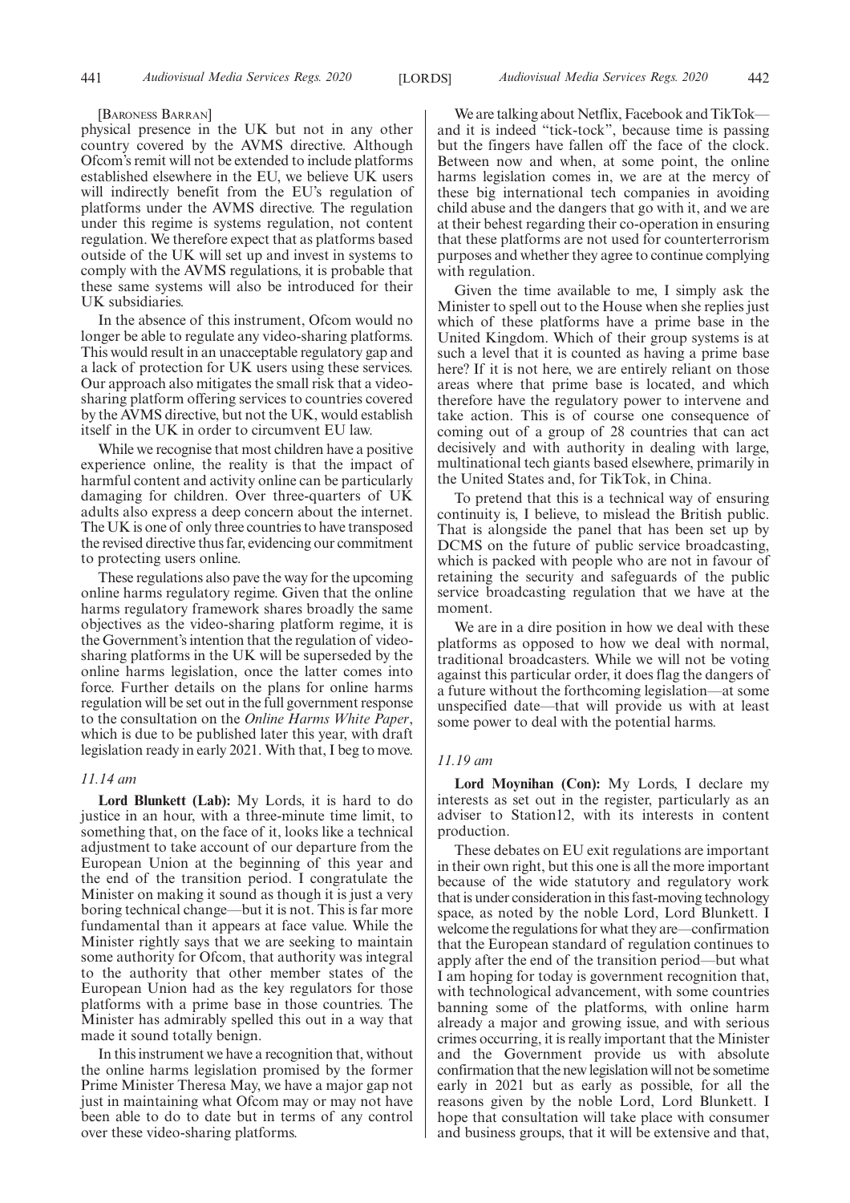[BARONESS BARRAN]

physical presence in the UK but not in any other country covered by the AVMS directive. Although Ofcom's remit will not be extended to include platforms established elsewhere in the EU, we believe UK users will indirectly benefit from the EU's regulation of platforms under the AVMS directive. The regulation under this regime is systems regulation, not content regulation. We therefore expect that as platforms based outside of the UK will set up and invest in systems to comply with the AVMS regulations, it is probable that these same systems will also be introduced for their UK subsidiaries.

In the absence of this instrument, Ofcom would no longer be able to regulate any video-sharing platforms. This would result in an unacceptable regulatory gap and a lack of protection for UK users using these services. Our approach also mitigates the small risk that a video-sharing platform offering services to countries covered by the AVMS directive, but not the UK, would establish itself in the UK in order to circumvent EU law.

While we recognise that most children have a positive experience online, the reality is that the impact of harmful content and activity online can be particularly damaging for children. Over three-quarters of UK adults also express a deep concern about the internet. The UK is one of only three countries to have transposed the revised directive thus far, evidencing our commitment to protecting users online.

These regulations also pave the way for the upcoming online harms regulatory regime. Given that the online harms regulatory framework shares broadly the same objectives as the video-sharing platform regime, it is the Government's intention that the regulation of video-sharing platforms in the UK will be superseded by the online harms legislation, once the latter comes into force. Further details on the plans for online harms regulation will be set out in the full government response to the consultation on the *Online Harms White Paper*, which is due to be published later this year, with draft legislation ready in early 2021. With that, I beg to move.

*11.14 am*

**Lord Blunkett (Lab):** My Lords, it is hard to do justice in an hour, with a three-minute time limit, to something that, on the face of it, looks like a technical adjustment to take account of our departure from the European Union at the beginning of this year and the end of the transition period. I congratulate the Minister on making it sound as though it is just a very boring technical change—but it is not. This is far more fundamental than it appears at face value. While the Minister rightly says that we are seeking to maintain some authority for Ofcom, that authority was integral to the authority that other member states of the European Union had as the key regulators for those platforms with a prime base in those countries. The Minister has admirably spelled this out in a way that made it sound totally benign.

In this instrument we have a recognition that, without the online harms legislation promised by the former Prime Minister Theresa May, we have a major gap not just in maintaining what Ofcom may or may not have been able to do to date but in terms of any control over these video-sharing platforms.

We are talking about Netflix, Facebook and TikTok—and it is indeed "tick-tock", because time is passing but the fingers have fallen off the face of the clock. Between now and when, at some point, the online harms legislation comes in, we are at the mercy of these big international tech companies in avoiding child abuse and the dangers that go with it, and we are at their behest regarding their co-operation in ensuring that these platforms are not used for counterterrorism purposes and whether they agree to continue complying with regulation.

Given the time available to me, I simply ask the Minister to spell out to the House when she replies just which of these platforms have a prime base in the United Kingdom. Which of their group systems is at such a level that it is counted as having a prime base here? If it is not here, we are entirely reliant on those areas where that prime base is located, and which therefore have the regulatory power to intervene and take action. This is of course one consequence of coming out of a group of 28 countries that can act decisively and with authority in dealing with large, multinational tech giants based elsewhere, primarily in the United States and, for TikTok, in China.

To pretend that this is a technical way of ensuring continuity is, I believe, to mislead the British public. That is alongside the panel that has been set up by DCMS on the future of public service broadcasting, which is packed with people who are not in favour of retaining the security and safeguards of the public service broadcasting regulation that we have at the moment.

We are in a dire position in how we deal with these platforms as opposed to how we deal with normal, traditional broadcasters. While we will not be voting against this particular order, it does flag the dangers of a future without the forthcoming legislation—at some unspecified date—that will provide us with at least some power to deal with the potential harms.

*11.19 am*

**Lord Moynihan (Con):** My Lords, I declare my interests as set out in the register, particularly as an adviser to Station12, with its interests in content production.

These debates on EU exit regulations are important in their own right, but this one is all the more important because of the wide statutory and regulatory work that is under consideration in this fast-moving technology space, as noted by the noble Lord, Lord Blunkett. I welcome the regulations for what they are—confirmation that the European standard of regulation continues to apply after the end of the transition period—but what I am hoping for today is government recognition that, with technological advancement, with some countries banning some of the platforms, with online harm already a major and growing issue, and with serious crimes occurring, it is really important that the Minister and the Government provide us with absolute confirmation that the new legislation will not be sometime early in 2021 but as early as possible, for all the reasons given by the noble Lord, Lord Blunkett. I hope that consultation will take place with consumer and business groups, that it will be extensive and that,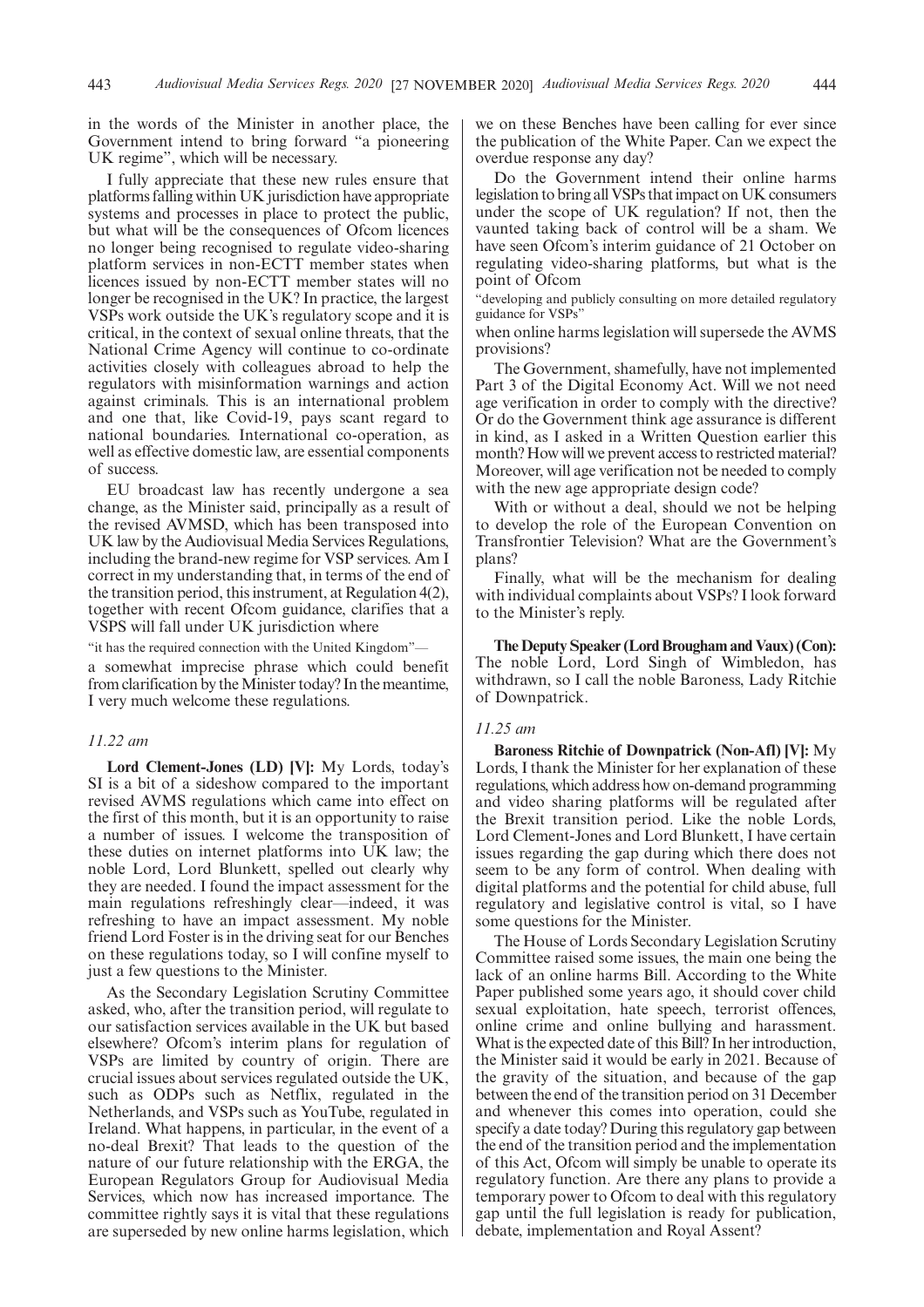in the words of the Minister in another place, the Government intend to bring forward "a pioneering UK regime", which will be necessary.

I fully appreciate that these new rules ensure that platforms falling within UK jurisdiction have appropriate systems and processes in place to protect the public, but what will be the consequences of Ofcom licences no longer being recognised to regulate video-sharing platform services in non-ECTT member states when licences issued by non-ECTT member states will no longer be recognised in the UK? In practice, the largest VSPs work outside the UK's regulatory scope and it is critical, in the context of sexual online threats, that the National Crime Agency will continue to co-ordinate activities closely with colleagues abroad to help the regulators with misinformation warnings and action against criminals. This is an international problem and one that, like Covid-19, pays scant regard to national boundaries. International co-operation, as well as effective domestic law, are essential components of success.

EU broadcast law has recently undergone a sea change, as the Minister said, principally as a result of the revised AVMSD, which has been transposed into UK law by the Audiovisual Media Services Regulations, including the brand-new regime for VSP services. Am I correct in my understanding that, in terms of the end of the transition period, this instrument, at Regulation 4(2), together with recent Ofcom guidance, clarifies that a VSPS will fall under UK jurisdiction where

"it has the required connection with the United Kingdom"—

a somewhat imprecise phrase which could benefit from clarification by the Minister today? In the meantime, I very much welcome these regulations.

*11.22 am*

**Lord Clement-Jones (LD) [V]:** My Lords, today's SI is a bit of a sideshow compared to the important revised AVMS regulations which came into effect on the first of this month, but it is an opportunity to raise a number of issues. I welcome the transposition of these duties on internet platforms into UK law; the noble Lord, Lord Blunkett, spelled out clearly why they are needed. I found the impact assessment for the main regulations refreshingly clear—indeed, it was refreshing to have an impact assessment. My noble friend Lord Foster is in the driving seat for our Benches on these regulations today, so I will confine myself to just a few questions to the Minister.

As the Secondary Legislation Scrutiny Committee asked, who, after the transition period, will regulate to our satisfaction services available in the UK but based elsewhere? Ofcom's interim plans for regulation of VSPs are limited by country of origin. There are crucial issues about services regulated outside the UK, such as ODPs such as Netflix, regulated in the Netherlands, and VSPs such as YouTube, regulated in Ireland. What happens, in particular, in the event of a no-deal Brexit? That leads to the question of the nature of our future relationship with the ERGA, the European Regulators Group for Audiovisual Media Services, which now has increased importance. The committee rightly says it is vital that these regulations are superseded by new online harms legislation, which we on these Benches have been calling for ever since the publication of the White Paper. Can we expect the overdue response any day?

Do the Government intend their online harms legislation to bring all VSPs that impact on UK consumers under the scope of UK regulation? If not, then the vaunted taking back of control will be a sham. We have seen Ofcom's interim guidance of 21 October on regulating video-sharing platforms, but what is the point of Ofcom

"developing and publicly consulting on more detailed regulatory guidance for VSPs"

when online harms legislation will supersede the AVMS provisions?

The Government, shamefully, have not implemented Part 3 of the Digital Economy Act. Will we not need age verification in order to comply with the directive? Or do the Government think age assurance is different in kind, as I asked in a Written Question earlier this month? How will we prevent access to restricted material? Moreover, will age verification not be needed to comply with the new age appropriate design code?

With or without a deal, should we not be helping to develop the role of the European Convention on Transfrontier Television? What are the Government's plans?

Finally, what will be the mechanism for dealing with individual complaints about VSPs? I look forward to the Minister's reply.

**The Deputy Speaker (Lord Brougham and Vaux) (Con):** The noble Lord, Lord Singh of Wimbledon, has withdrawn, so I call the noble Baroness, Lady Ritchie of Downpatrick.

*11.25 am*

**Baroness Ritchie of Downpatrick (Non-Afl) [V]:** My Lords, I thank the Minister for her explanation of these regulations, which address how on-demand programming and video sharing platforms will be regulated after the Brexit transition period. Like the noble Lords, Lord Clement-Jones and Lord Blunkett, I have certain issues regarding the gap during which there does not seem to be any form of control. When dealing with digital platforms and the potential for child abuse, full regulatory and legislative control is vital, so I have some questions for the Minister.

The House of Lords Secondary Legislation Scrutiny Committee raised some issues, the main one being the lack of an online harms Bill. According to the White Paper published some years ago, it should cover child sexual exploitation, hate speech, terrorist offences, online crime and online bullying and harassment. What is the expected date of this Bill? In her introduction, the Minister said it would be early in 2021. Because of the gravity of the situation, and because of the gap between the end of the transition period on 31 December and whenever this comes into operation, could she specify a date today? During this regulatory gap between the end of the transition period and the implementation of this Act, Ofcom will simply be unable to operate its regulatory function. Are there any plans to provide a temporary power to Ofcom to deal with this regulatory gap until the full legislation is ready for publication, debate, implementation and Royal Assent?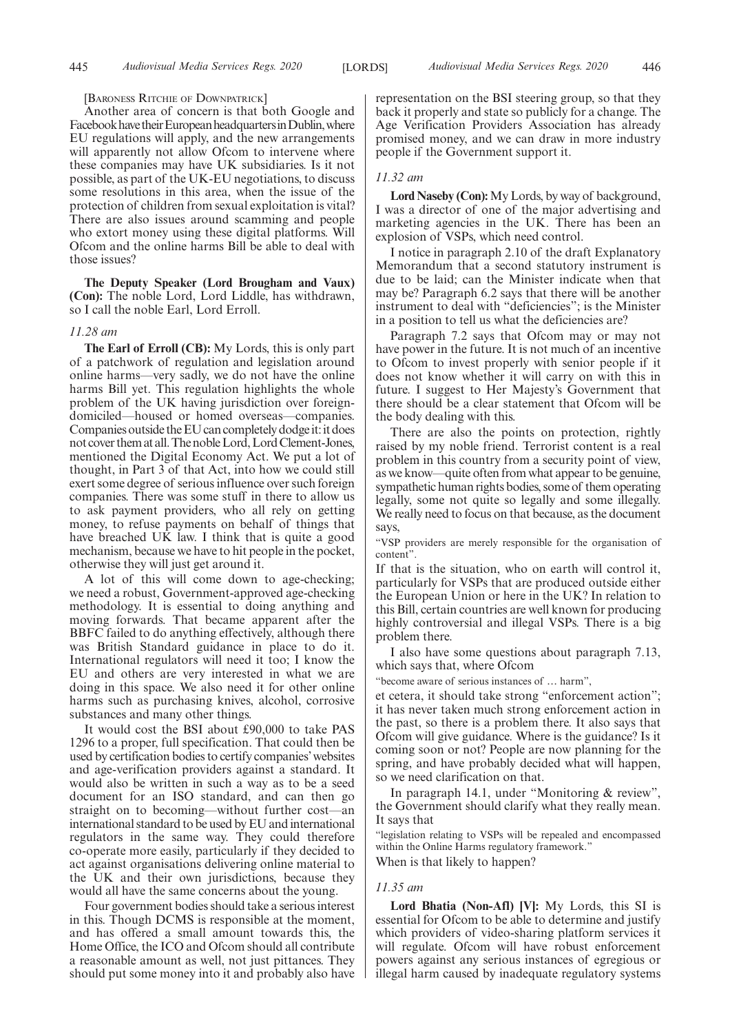[Baroness Ritchie of Downpatrick]

Another area of concern is that both Google and Facebook have their European headquarters in Dublin, where EU regulations will apply, and the new arrangements will apparently not allow Ofcom to intervene where these companies may have UK subsidiaries. Is it not possible, as part of the UK-EU negotiations, to discuss some resolutions in this area, when the issue of the protection of children from sexual exploitation is vital? There are also issues around scamming and people who extort money using these digital platforms. Will Ofcom and the online harms Bill be able to deal with those issues?

**The Deputy Speaker (Lord Brougham and Vaux) (Con):** The noble Lord, Lord Liddle, has withdrawn, so I call the noble Earl, Lord Erroll.

*11.28 am*

**The Earl of Erroll (CB):** My Lords, this is only part of a patchwork of regulation and legislation around online harms—very sadly, we do not have the online harms Bill yet. This regulation highlights the whole problem of the UK having jurisdiction over foreign-domiciled—housed or homed overseas—companies. Companies outside the EU can completely dodge it: it does not cover them at all. The noble Lord, Lord Clement-Jones, mentioned the Digital Economy Act. We put a lot of thought, in Part 3 of that Act, into how we could still exert some degree of serious influence over such foreign companies. There was some stuff in there to allow us to ask payment providers, who all rely on getting money, to refuse payments on behalf of things that have breached UK law. I think that is quite a good mechanism, because we have to hit people in the pocket, otherwise they will just get around it.

A lot of this will come down to age-checking; we need a robust, Government-approved age-checking methodology. It is essential to doing anything and moving forwards. That became apparent after the BBFC failed to do anything effectively, although there was British Standard guidance in place to do it. International regulators will need it too; I know the EU and others are very interested in what we are doing in this space. We also need it for other online harms such as purchasing knives, alcohol, corrosive substances and many other things.

It would cost the BSI about £90,000 to take PAS 1296 to a proper, full specification. That could then be used by certification bodies to certify companies' websites and age-verification providers against a standard. It would also be written in such a way as to be a seed document for an ISO standard, and can then go straight on to becoming—without further cost—an international standard to be used by EU and international regulators in the same way. They could therefore co-operate more easily, particularly if they decided to act against organisations delivering online material to the UK and their own jurisdictions, because they would all have the same concerns about the young.

Four government bodies should take a serious interest in this. Though DCMS is responsible at the moment, and has offered a small amount towards this, the Home Office, the ICO and Ofcom should all contribute a reasonable amount as well, not just pittances. They should put some money into it and probably also have representation on the BSI steering group, so that they back it properly and state so publicly for a change. The Age Verification Providers Association has already promised money, and we can draw in more industry people if the Government support it.

*11.32 am*

**Lord Naseby (Con):** My Lords, by way of background, I was a director of one of the major advertising and marketing agencies in the UK. There has been an explosion of VSPs, which need control.

I notice in paragraph 2.10 of the draft Explanatory Memorandum that a second statutory instrument is due to be laid; can the Minister indicate when that may be? Paragraph 6.2 says that there will be another instrument to deal with "deficiencies"; is the Minister in a position to tell us what the deficiencies are?

Paragraph 7.2 says that Ofcom may or may not have power in the future. It is not much of an incentive to Ofcom to invest properly with senior people if it does not know whether it will carry on with this in future. I suggest to Her Majesty's Government that there should be a clear statement that Ofcom will be the body dealing with this.

There are also the points on protection, rightly raised by my noble friend. Terrorist content is a real problem in this country from a security point of view, as we know—quite often from what appear to be genuine, sympathetic human rights bodies, some of them operating legally, some not quite so legally and some illegally. We really need to focus on that because, as the document says,

"VSP providers are merely responsible for the organisation of content".

If that is the situation, who on earth will control it, particularly for VSPs that are produced outside either the European Union or here in the UK? In relation to this Bill, certain countries are well known for producing highly controversial and illegal VSPs. There is a big problem there.

I also have some questions about paragraph 7.13, which says that, where Ofcom

"become aware of serious instances of … harm",

et cetera, it should take strong "enforcement action"; it has never taken much strong enforcement action in the past, so there is a problem there. It also says that Ofcom will give guidance. Where is the guidance? Is it coming soon or not? People are now planning for the spring, and have probably decided what will happen, so we need clarification on that.

In paragraph 14.1, under "Monitoring & review", the Government should clarify what they really mean. It says that

"legislation relating to VSPs will be repealed and encompassed within the Online Harms regulatory framework."

When is that likely to happen?

*11.35 am*

**Lord Bhatia (Non-Afl) [V]:** My Lords, this SI is essential for Ofcom to be able to determine and justify which providers of video-sharing platform services it will regulate. Ofcom will have robust enforcement powers against any serious instances of egregious or illegal harm caused by inadequate regulatory systems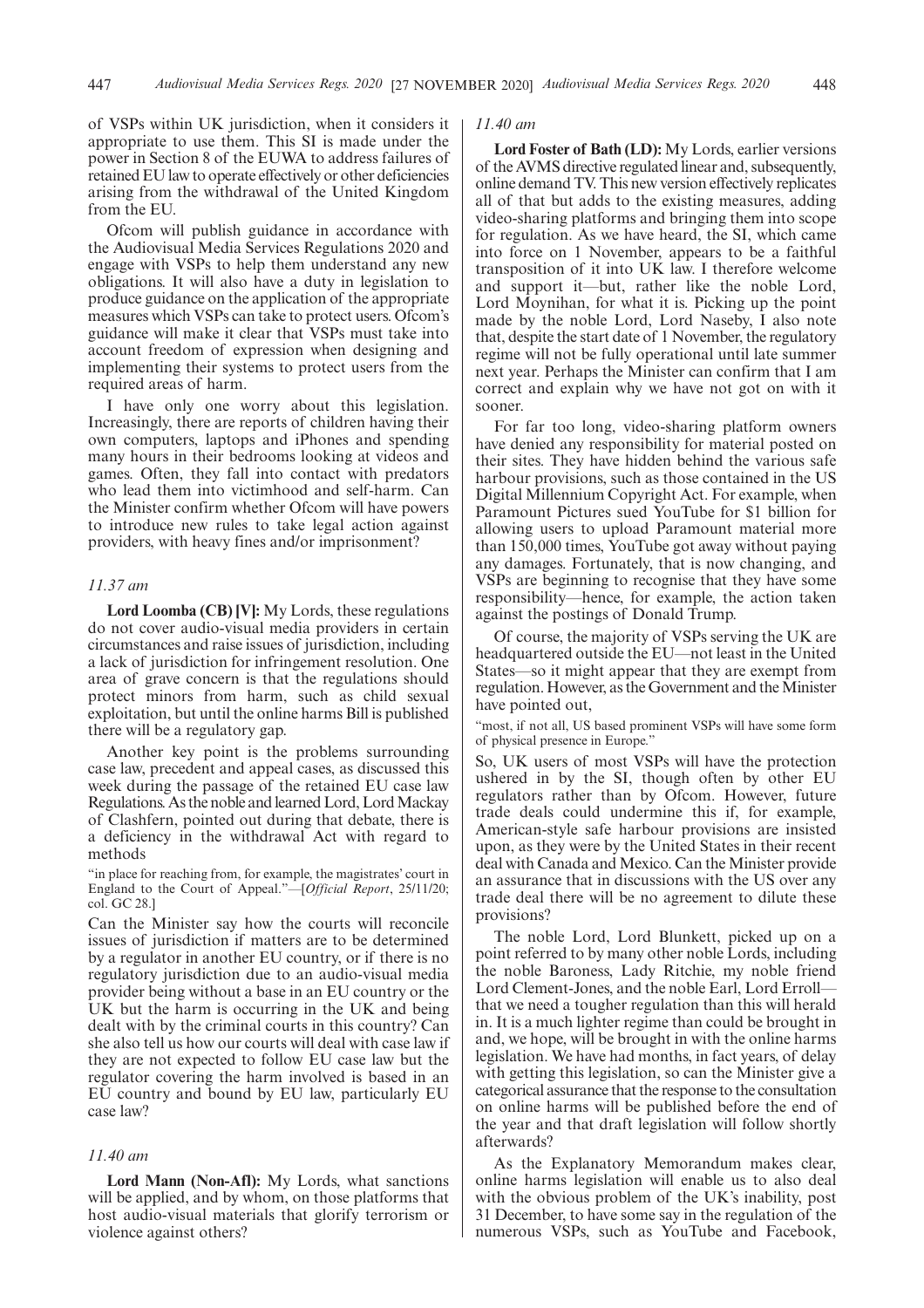of VSPs within UK jurisdiction, when it considers it appropriate to use them. This SI is made under the power in Section 8 of the EUWA to address failures of retained EU law to operate effectively or other deficiencies arising from the withdrawal of the United Kingdom from the EU.

Ofcom will publish guidance in accordance with the Audiovisual Media Services Regulations 2020 and engage with VSPs to help them understand any new obligations. It will also have a duty in legislation to produce guidance on the application of the appropriate measures which VSPs can take to protect users. Ofcom's guidance will make it clear that VSPs must take into account freedom of expression when designing and implementing their systems to protect users from the required areas of harm.

I have only one worry about this legislation. Increasingly, there are reports of children having their own computers, laptops and iPhones and spending many hours in their bedrooms looking at videos and games. Often, they fall into contact with predators who lead them into victimhood and self-harm. Can the Minister confirm whether Ofcom will have powers to introduce new rules to take legal action against providers, with heavy fines and/or imprisonment?

*11.37 am*

**Lord Loomba (CB) [V]:** My Lords, these regulations do not cover audio-visual media providers in certain circumstances and raise issues of jurisdiction, including a lack of jurisdiction for infringement resolution. One area of grave concern is that the regulations should protect minors from harm, such as child sexual exploitation, but until the online harms Bill is published there will be a regulatory gap.

Another key point is the problems surrounding case law, precedent and appeal cases, as discussed this week during the passage of the retained EU case law Regulations. As the noble and learned Lord, Lord Mackay of Clashfern, pointed out during that debate, there is a deficiency in the withdrawal Act with regard to methods

"in place for reaching from, for example, the magistrates' court in England to the Court of Appeal."—[*Official Report*, 25/11/20; col. GC 28.]

Can the Minister say how the courts will reconcile issues of jurisdiction if matters are to be determined by a regulator in another EU country, or if there is no regulatory jurisdiction due to an audio-visual media provider being without a base in an EU country or the UK but the harm is occurring in the UK and being dealt with by the criminal courts in this country? Can she also tell us how our courts will deal with case law if they are not expected to follow EU case law but the regulator covering the harm involved is based in an EU country and bound by EU law, particularly EU case law?

*11.40 am*

**Lord Mann (Non-Afl):** My Lords, what sanctions will be applied, and by whom, on those platforms that host audio-visual materials that glorify terrorism or violence against others?

*11.40 am*

**Lord Foster of Bath (LD):** My Lords, earlier versions of the AVMS directive regulated linear and, subsequently, online demand TV. This new version effectively replicates all of that but adds to the existing measures, adding video-sharing platforms and bringing them into scope for regulation. As we have heard, the SI, which came into force on 1 November, appears to be a faithful transposition of it into UK law. I therefore welcome and support it—but, rather like the noble Lord, Lord Moynihan, for what it is. Picking up the point made by the noble Lord, Lord Naseby, I also note that, despite the start date of 1 November, the regulatory regime will not be fully operational until late summer next year. Perhaps the Minister can confirm that I am correct and explain why we have not got on with it sooner.

For far too long, video-sharing platform owners have denied any responsibility for material posted on their sites. They have hidden behind the various safe harbour provisions, such as those contained in the US Digital Millennium Copyright Act. For example, when Paramount Pictures sued YouTube for $1 billion for allowing users to upload Paramount material more than 150,000 times, YouTube got away without paying any damages. Fortunately, that is now changing, and VSPs are beginning to recognise that they have some responsibility—hence, for example, the action taken against the postings of Donald Trump.

Of course, the majority of VSPs serving the UK are headquartered outside the EU—not least in the United States—so it might appear that they are exempt from regulation. However, as the Government and the Minister have pointed out,

"most, if not all, US based prominent VSPs will have some form of physical presence in Europe."

So, UK users of most VSPs will have the protection ushered in by the SI, though often by other EU regulators rather than by Ofcom. However, future trade deals could undermine this if, for example, American-style safe harbour provisions are insisted upon, as they were by the United States in their recent deal with Canada and Mexico. Can the Minister provide an assurance that in discussions with the US over any trade deal there will be no agreement to dilute these provisions?

The noble Lord, Lord Blunkett, picked up on a point referred to by many other noble Lords, including the noble Baroness, Lady Ritchie, my noble friend Lord Clement-Jones, and the noble Earl, Lord Erroll—that we need a tougher regulation than this will herald in. It is a much lighter regime than could be brought in and, we hope, will be brought in with the online harms legislation. We have had months, in fact years, of delay with getting this legislation, so can the Minister give a categorical assurance that the response to the consultation on online harms will be published before the end of the year and that draft legislation will follow shortly afterwards?

As the Explanatory Memorandum makes clear, online harms legislation will enable us to also deal with the obvious problem of the UK's inability, post 31 December, to have some say in the regulation of the numerous VSPs, such as YouTube and Facebook,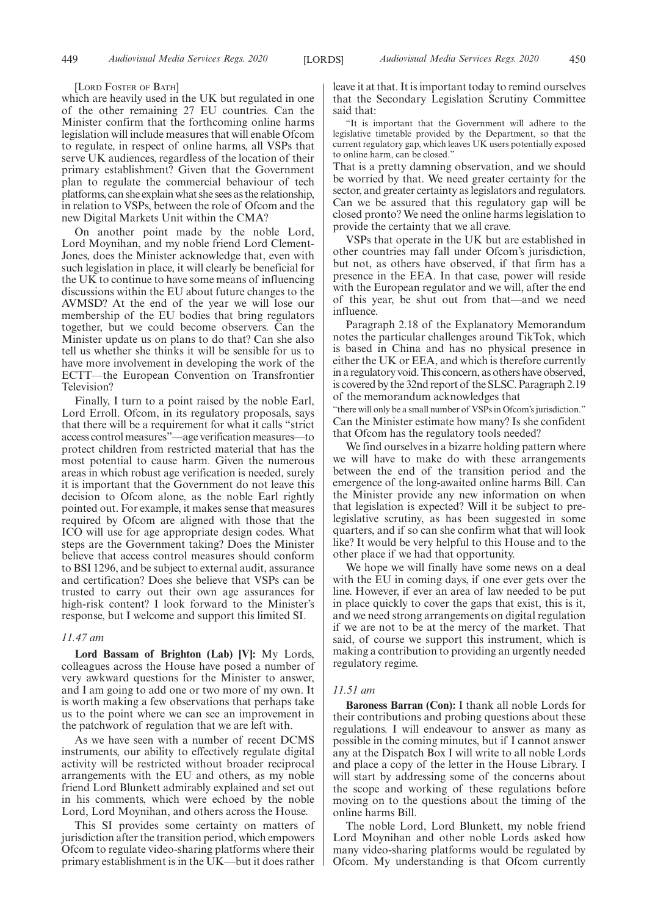[Lord Foster of Bath]

which are heavily used in the UK but regulated in one of the other remaining 27 EU countries. Can the Minister confirm that the forthcoming online harms legislation will include measures that will enable Ofcom to regulate, in respect of online harms, all VSPs that serve UK audiences, regardless of the location of their primary establishment? Given that the Government plan to regulate the commercial behaviour of tech platforms, can she explain what she sees as the relationship, in relation to VSPs, between the role of Ofcom and the new Digital Markets Unit within the CMA?

On another point made by the noble Lord, Lord Moynihan, and my noble friend Lord Clement-Jones, does the Minister acknowledge that, even with such legislation in place, it will clearly be beneficial for the UK to continue to have some means of influencing discussions within the EU about future changes to the AVMSD? At the end of the year we will lose our membership of the EU bodies that bring regulators together, but we could become observers. Can the Minister update us on plans to do that? Can she also tell us whether she thinks it will be sensible for us to have more involvement in developing the work of the ECTT—the European Convention on Transfrontier Television?

Finally, I turn to a point raised by the noble Earl, Lord Erroll. Ofcom, in its regulatory proposals, says that there will be a requirement for what it calls "strict access control measures"—age verification measures—to protect children from restricted material that has the most potential to cause harm. Given the numerous areas in which robust age verification is needed, surely it is important that the Government do not leave this decision to Ofcom alone, as the noble Earl rightly pointed out. For example, it makes sense that measures required by Ofcom are aligned with those that the ICO will use for age appropriate design codes. What steps are the Government taking? Does the Minister believe that access control measures should conform to BSI 1296, and be subject to external audit, assurance and certification? Does she believe that VSPs can be trusted to carry out their own age assurances for high-risk content? I look forward to the Minister's response, but I welcome and support this limited SI.

*11.47 am*

**Lord Bassam of Brighton (Lab) [V]:** My Lords, colleagues across the House have posed a number of very awkward questions for the Minister to answer, and I am going to add one or two more of my own. It is worth making a few observations that perhaps take us to the point where we can see an improvement in the patchwork of regulation that we are left with.

As we have seen with a number of recent DCMS instruments, our ability to effectively regulate digital activity will be restricted without broader reciprocal arrangements with the EU and others, as my noble friend Lord Blunkett admirably explained and set out in his comments, which were echoed by the noble Lord, Lord Moynihan, and others across the House.

This SI provides some certainty on matters of jurisdiction after the transition period, which empowers Ofcom to regulate video-sharing platforms where their primary establishment is in the UK—but it does rather leave it at that. It is important today to remind ourselves that the Secondary Legislation Scrutiny Committee said that:

"It is important that the Government will adhere to the legislative timetable provided by the Department, so that the current regulatory gap, which leaves UK users potentially exposed to online harm, can be closed."

That is a pretty damning observation, and we should be worried by that. We need greater certainty for the sector, and greater certainty as legislators and regulators. Can we be assured that this regulatory gap will be closed pronto? We need the online harms legislation to provide the certainty that we all crave.

VSPs that operate in the UK but are established in other countries may fall under Ofcom's jurisdiction, but not, as others have observed, if that firm has a presence in the EEA. In that case, power will reside with the European regulator and we will, after the end of this year, be shut out from that—and we need influence.

Paragraph 2.18 of the Explanatory Memorandum notes the particular challenges around TikTok, which is based in China and has no physical presence in either the UK or EEA, and which is therefore currently in a regulatory void. This concern, as others have observed, is covered by the 32nd report of the SLSC. Paragraph 2.19 of the memorandum acknowledges that

"there will only be a small number of VSPs in Ofcom's jurisdiction."

Can the Minister estimate how many? Is she confident that Ofcom has the regulatory tools needed?

We find ourselves in a bizarre holding pattern where we will have to make do with these arrangements between the end of the transition period and the emergence of the long-awaited online harms Bill. Can the Minister provide any new information on when that legislation is expected? Will it be subject to pre-legislative scrutiny, as has been suggested in some quarters, and if so can she confirm what that will look like? It would be very helpful to this House and to the other place if we had that opportunity.

We hope we will finally have some news on a deal with the EU in coming days, if one ever gets over the line. However, if ever an area of law needed to be put in place quickly to cover the gaps that exist, this is it, and we need strong arrangements on digital regulation if we are not to be at the mercy of the market. That said, of course we support this instrument, which is making a contribution to providing an urgently needed regulatory regime.

*11.51 am*

**Baroness Barran (Con):** I thank all noble Lords for their contributions and probing questions about these regulations. I will endeavour to answer as many as possible in the coming minutes, but if I cannot answer any at the Dispatch Box I will write to all noble Lords and place a copy of the letter in the House Library. I will start by addressing some of the concerns about the scope and working of these regulations before moving on to the questions about the timing of the online harms Bill.

The noble Lord, Lord Blunkett, my noble friend Lord Moynihan and other noble Lords asked how many video-sharing platforms would be regulated by Ofcom. My understanding is that Ofcom currently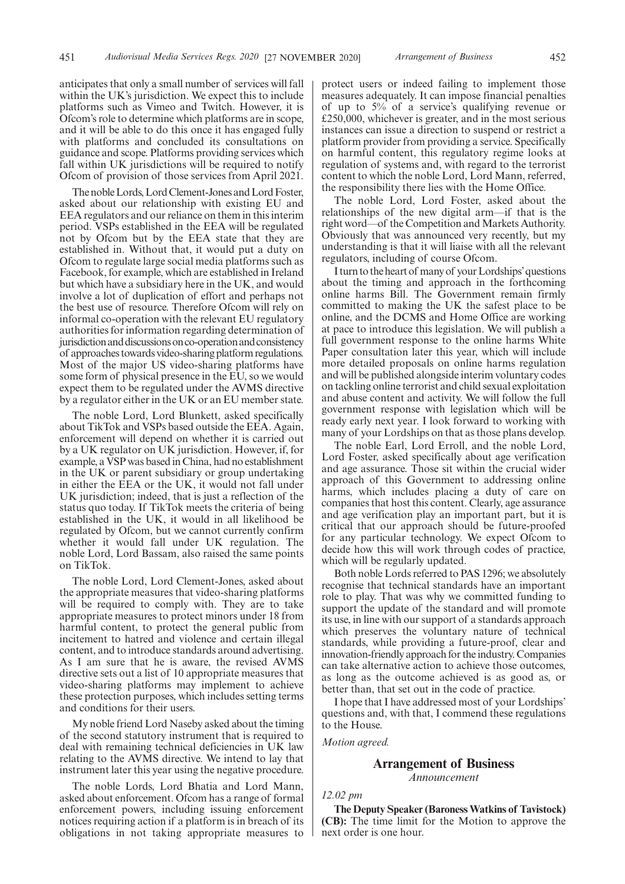anticipates that only a small number of services will fall within the UK's jurisdiction. We expect this to include platforms such as Vimeo and Twitch. However, it is Ofcom's role to determine which platforms are in scope, and it will be able to do this once it has engaged fully with platforms and concluded its consultations on guidance and scope. Platforms providing services which fall within UK jurisdictions will be required to notify Ofcom of provision of those services from April 2021.

The noble Lords, Lord Clement-Jones and Lord Foster, asked about our relationship with existing EU and EEA regulators and our reliance on them in this interim period. VSPs established in the EEA will be regulated not by Ofcom but by the EEA state that they are established in. Without that, it would put a duty on Ofcom to regulate large social media platforms such as Facebook, for example, which are established in Ireland but which have a subsidiary here in the UK, and would involve a lot of duplication of effort and perhaps not the best use of resource. Therefore Ofcom will rely on informal co-operation with the relevant EU regulatory authorities for information regarding determination of jurisdiction and discussions on co-operation and consistency of approaches towards video-sharing platform regulations. Most of the major US video-sharing platforms have some form of physical presence in the EU, so we would expect them to be regulated under the AVMS directive by a regulator either in the UK or an EU member state.

The noble Lord, Lord Blunkett, asked specifically about TikTok and VSPs based outside the EEA. Again, enforcement will depend on whether it is carried out by a UK regulator on UK jurisdiction. However, if, for example, a VSP was based in China, had no establishment in the UK or parent subsidiary or group undertaking in either the EEA or the UK, it would not fall under UK jurisdiction; indeed, that is just a reflection of the status quo today. If TikTok meets the criteria of being established in the UK, it would in all likelihood be regulated by Ofcom, but we cannot currently confirm whether it would fall under UK regulation. The noble Lord, Lord Bassam, also raised the same points on TikTok.

The noble Lord, Lord Clement-Jones, asked about the appropriate measures that video-sharing platforms will be required to comply with. They are to take appropriate measures to protect minors under 18 from harmful content, to protect the general public from incitement to hatred and violence and certain illegal content, and to introduce standards around advertising. As I am sure that he is aware, the revised AVMS directive sets out a list of 10 appropriate measures that video-sharing platforms may implement to achieve these protection purposes, which includes setting terms and conditions for their users.

My noble friend Lord Naseby asked about the timing of the second statutory instrument that is required to deal with remaining technical deficiencies in UK law relating to the AVMS directive. We intend to lay that instrument later this year using the negative procedure.

The noble Lords, Lord Bhatia and Lord Mann, asked about enforcement. Ofcom has a range of formal enforcement powers, including issuing enforcement notices requiring action if a platform is in breach of its obligations in not taking appropriate measures to protect users or indeed failing to implement those measures adequately. It can impose financial penalties of up to 5% of a service's qualifying revenue or £250,000, whichever is greater, and in the most serious instances can issue a direction to suspend or restrict a platform provider from providing a service. Specifically on harmful content, this regulatory regime looks at regulation of systems and, with regard to the terrorist content to which the noble Lord, Lord Mann, referred, the responsibility there lies with the Home Office.

The noble Lord, Lord Foster, asked about the relationships of the new digital arm—if that is the right word—of the Competition and Markets Authority. Obviously that was announced very recently, but my understanding is that it will liaise with all the relevant regulators, including of course Ofcom.

I turn to the heart of many of your Lordships' questions about the timing and approach in the forthcoming online harms Bill. The Government remain firmly committed to making the UK the safest place to be online, and the DCMS and Home Office are working at pace to introduce this legislation. We will publish a full government response to the online harms White Paper consultation later this year, which will include more detailed proposals on online harms regulation and will be published alongside interim voluntary codes on tackling online terrorist and child sexual exploitation and abuse content and activity. We will follow the full government response with legislation which will be ready early next year. I look forward to working with many of your Lordships on that as those plans develop.

The noble Earl, Lord Erroll, and the noble Lord, Lord Foster, asked specifically about age verification and age assurance. Those sit within the crucial wider approach of this Government to addressing online harms, which includes placing a duty of care on companies that host this content. Clearly, age assurance and age verification play an important part, but it is critical that our approach should be future-proofed for any particular technology. We expect Ofcom to decide how this will work through codes of practice, which will be regularly updated.

Both noble Lords referred to PAS 1296; we absolutely recognise that technical standards have an important role to play. That was why we committed funding to support the update of the standard and will promote its use, in line with our support of a standards approach which preserves the voluntary nature of technical standards, while providing a future-proof, clear and innovation-friendly approach for the industry. Companies can take alternative action to achieve those outcomes, as long as the outcome achieved is as good as, or better than, that set out in the code of practice.

I hope that I have addressed most of your Lordships' questions and, with that, I commend these regulations to the House.

*Motion agreed.*

## Arrangement of Business

*Announcement*

*12.02 pm*

**The Deputy Speaker (Baroness Watkins of Tavistock) (CB):** The time limit for the Motion to approve the next order is one hour.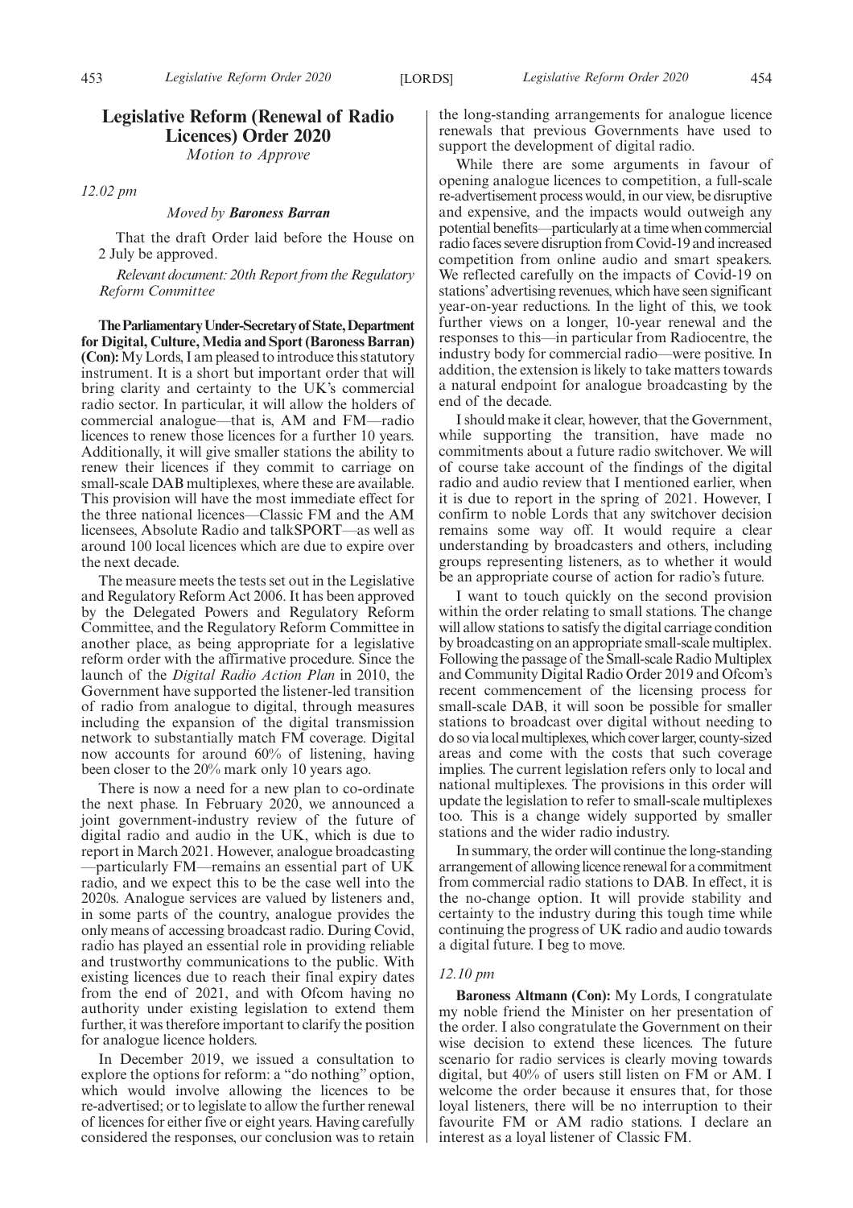## Legislative Reform (Renewal of Radio Licences) Order 2020

*Motion to Approve*

*12.02 pm*

*Moved by* ***Baroness Barran***

That the draft Order laid before the House on 2 July be approved.

*Relevant document: 20th Report from the Regulatory Reform Committee*

**The Parliamentary Under-Secretary of State, Department for Digital, Culture, Media and Sport (Baroness Barran) (Con):** My Lords, I am pleased to introduce this statutory instrument. It is a short but important order that will bring clarity and certainty to the UK's commercial radio sector. In particular, it will allow the holders of commercial analogue—that is, AM and FM—radio licences to renew those licences for a further 10 years. Additionally, it will give smaller stations the ability to renew their licences if they commit to carriage on small-scale DAB multiplexes, where these are available. This provision will have the most immediate effect for the three national licences—Classic FM and the AM licensees, Absolute Radio and talkSPORT—as well as around 100 local licences which are due to expire over the next decade.

The measure meets the tests set out in the Legislative and Regulatory Reform Act 2006. It has been approved by the Delegated Powers and Regulatory Reform Committee, and the Regulatory Reform Committee in another place, as being appropriate for a legislative reform order with the affirmative procedure. Since the launch of the *Digital Radio Action Plan* in 2010, the Government have supported the listener-led transition of radio from analogue to digital, through measures including the expansion of the digital transmission network to substantially match FM coverage. Digital now accounts for around 60% of listening, having been closer to the 20% mark only 10 years ago.

There is now a need for a new plan to co-ordinate the next phase. In February 2020, we announced a joint government-industry review of the future of digital radio and audio in the UK, which is due to report in March 2021. However, analogue broadcasting —particularly FM—remains an essential part of UK radio, and we expect this to be the case well into the 2020s. Analogue services are valued by listeners and, in some parts of the country, analogue provides the only means of accessing broadcast radio. During Covid, radio has played an essential role in providing reliable and trustworthy communications to the public. With existing licences due to reach their final expiry dates from the end of 2021, and with Ofcom having no authority under existing legislation to extend them further, it was therefore important to clarify the position for analogue licence holders.

In December 2019, we issued a consultation to explore the options for reform: a "do nothing" option, which would involve allowing the licences to be re-advertised; or to legislate to allow the further renewal of licences for either five or eight years. Having carefully considered the responses, our conclusion was to retain the long-standing arrangements for analogue licence renewals that previous Governments have used to support the development of digital radio.

While there are some arguments in favour of opening analogue licences to competition, a full-scale re-advertisement process would, in our view, be disruptive and expensive, and the impacts would outweigh any potential benefits—particularly at a time when commercial radio faces severe disruption from Covid-19 and increased competition from online audio and smart speakers. We reflected carefully on the impacts of Covid-19 on stations' advertising revenues, which have seen significant year-on-year reductions. In the light of this, we took further views on a longer, 10-year renewal and the responses to this—in particular from Radiocentre, the industry body for commercial radio—were positive. In addition, the extension is likely to take matters towards a natural endpoint for analogue broadcasting by the end of the decade.

I should make it clear, however, that the Government, while supporting the transition, have made no commitments about a future radio switchover. We will of course take account of the findings of the digital radio and audio review that I mentioned earlier, when it is due to report in the spring of 2021. However, I confirm to noble Lords that any switchover decision remains some way off. It would require a clear understanding by broadcasters and others, including groups representing listeners, as to whether it would be an appropriate course of action for radio's future.

I want to touch quickly on the second provision within the order relating to small stations. The change will allow stations to satisfy the digital carriage condition by broadcasting on an appropriate small-scale multiplex. Following the passage of the Small-scale Radio Multiplex and Community Digital Radio Order 2019 and Ofcom's recent commencement of the licensing process for small-scale DAB, it will soon be possible for smaller stations to broadcast over digital without needing to do so via local multiplexes, which cover larger, county-sized areas and come with the costs that such coverage implies. The current legislation refers only to local and national multiplexes. The provisions in this order will update the legislation to refer to small-scale multiplexes too. This is a change widely supported by smaller stations and the wider radio industry.

In summary, the order will continue the long-standing arrangement of allowing licence renewal for a commitment from commercial radio stations to DAB. In effect, it is the no-change option. It will provide stability and certainty to the industry during this tough time while continuing the progress of UK radio and audio towards a digital future. I beg to move.

*12.10 pm*

**Baroness Altmann (Con):** My Lords, I congratulate my noble friend the Minister on her presentation of the order. I also congratulate the Government on their wise decision to extend these licences. The future scenario for radio services is clearly moving towards digital, but 40% of users still listen on FM or AM. I welcome the order because it ensures that, for those loyal listeners, there will be no interruption to their favourite FM or AM radio stations. I declare an interest as a loyal listener of Classic FM.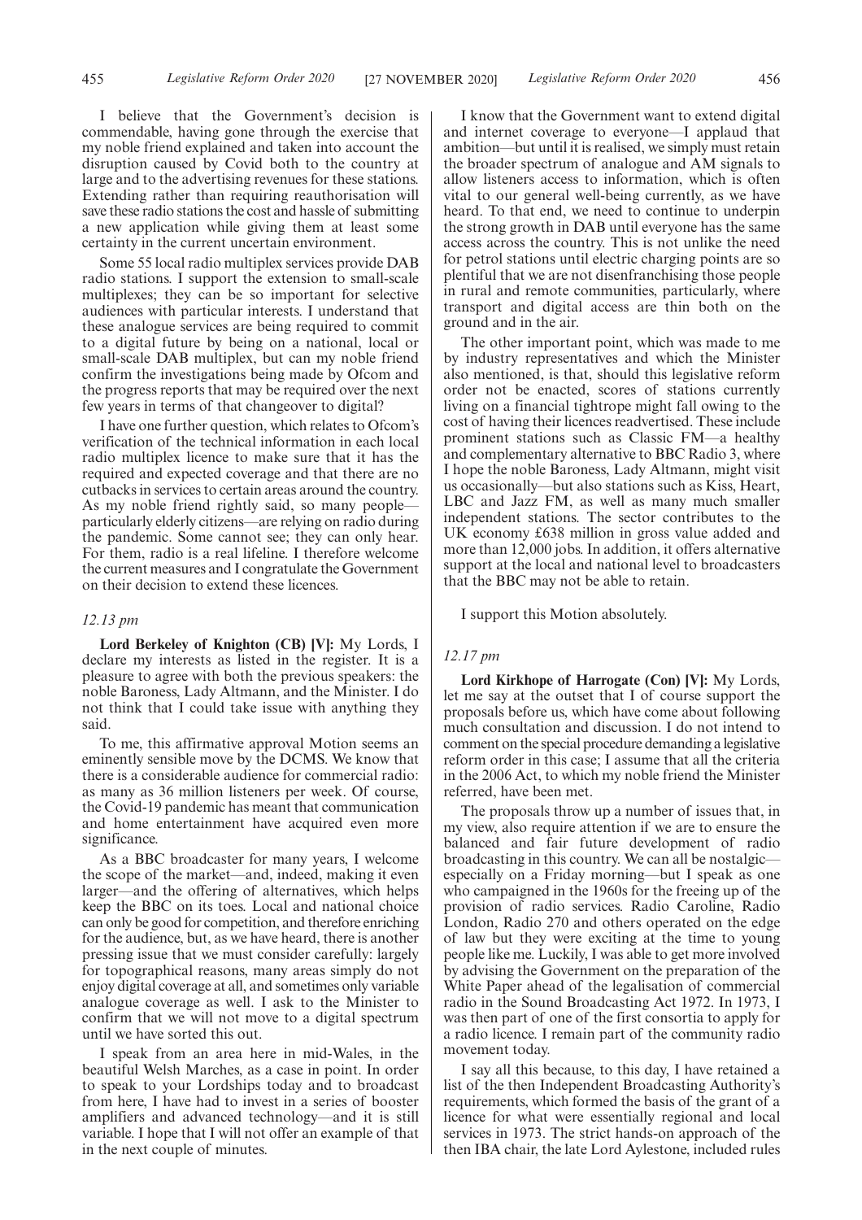I believe that the Government's decision is commendable, having gone through the exercise that my noble friend explained and taken into account the disruption caused by Covid both to the country at large and to the advertising revenues for these stations. Extending rather than requiring reauthorisation will save these radio stations the cost and hassle of submitting a new application while giving them at least some certainty in the current uncertain environment.

Some 55 local radio multiplex services provide DAB radio stations. I support the extension to small-scale multiplexes; they can be so important for selective audiences with particular interests. I understand that these analogue services are being required to commit to a digital future by being on a national, local or small-scale DAB multiplex, but can my noble friend confirm the investigations being made by Ofcom and the progress reports that may be required over the next few years in terms of that changeover to digital?

I have one further question, which relates to Ofcom's verification of the technical information in each local radio multiplex licence to make sure that it has the required and expected coverage and that there are no cutbacks in services to certain areas around the country. As my noble friend rightly said, so many people—particularly elderly citizens—are relying on radio during the pandemic. Some cannot see; they can only hear. For them, radio is a real lifeline. I therefore welcome the current measures and I congratulate the Government on their decision to extend these licences.

*12.13 pm*

**Lord Berkeley of Knighton (CB) [V]:** My Lords, I declare my interests as listed in the register. It is a pleasure to agree with both the previous speakers: the noble Baroness, Lady Altmann, and the Minister. I do not think that I could take issue with anything they said.

To me, this affirmative approval Motion seems an eminently sensible move by the DCMS. We know that there is a considerable audience for commercial radio: as many as 36 million listeners per week. Of course, the Covid-19 pandemic has meant that communication and home entertainment have acquired even more significance.

As a BBC broadcaster for many years, I welcome the scope of the market—and, indeed, making it even larger—and the offering of alternatives, which helps keep the BBC on its toes. Local and national choice can only be good for competition, and therefore enriching for the audience, but, as we have heard, there is another pressing issue that we must consider carefully: largely for topographical reasons, many areas simply do not enjoy digital coverage at all, and sometimes only variable analogue coverage as well. I ask to the Minister to confirm that we will not move to a digital spectrum until we have sorted this out.

I speak from an area here in mid-Wales, in the beautiful Welsh Marches, as a case in point. In order to speak to your Lordships today and to broadcast from here, I have had to invest in a series of booster amplifiers and advanced technology—and it is still variable. I hope that I will not offer an example of that in the next couple of minutes.

I know that the Government want to extend digital and internet coverage to everyone—I applaud that ambition—but until it is realised, we simply must retain the broader spectrum of analogue and AM signals to allow listeners access to information, which is often vital to our general well-being currently, as we have heard. To that end, we need to continue to underpin the strong growth in DAB until everyone has the same access across the country. This is not unlike the need for petrol stations until electric charging points are so plentiful that we are not disenfranchising those people in rural and remote communities, particularly, where transport and digital access are thin both on the ground and in the air.

The other important point, which was made to me by industry representatives and which the Minister also mentioned, is that, should this legislative reform order not be enacted, scores of stations currently living on a financial tightrope might fall owing to the cost of having their licences readvertised. These include prominent stations such as Classic FM—a healthy and complementary alternative to BBC Radio 3, where I hope the noble Baroness, Lady Altmann, might visit us occasionally—but also stations such as Kiss, Heart, LBC and Jazz FM, as well as many much smaller independent stations. The sector contributes to the UK economy £638 million in gross value added and more than 12,000 jobs. In addition, it offers alternative support at the local and national level to broadcasters that the BBC may not be able to retain.

I support this Motion absolutely.

*12.17 pm*

**Lord Kirkhope of Harrogate (Con) [V]:** My Lords, let me say at the outset that I of course support the proposals before us, which have come about following much consultation and discussion. I do not intend to comment on the special procedure demanding a legislative reform order in this case; I assume that all the criteria in the 2006 Act, to which my noble friend the Minister referred, have been met.

The proposals throw up a number of issues that, in my view, also require attention if we are to ensure the balanced and fair future development of radio broadcasting in this country. We can all be nostalgic—especially on a Friday morning—but I speak as one who campaigned in the 1960s for the freeing up of the provision of radio services. Radio Caroline, Radio London, Radio 270 and others operated on the edge of law but they were exciting at the time to young people like me. Luckily, I was able to get more involved by advising the Government on the preparation of the White Paper ahead of the legalisation of commercial radio in the Sound Broadcasting Act 1972. In 1973, I was then part of one of the first consortia to apply for a radio licence. I remain part of the community radio movement today.

I say all this because, to this day, I have retained a list of the then Independent Broadcasting Authority's requirements, which formed the basis of the grant of a licence for what were essentially regional and local services in 1973. The strict hands-on approach of the then IBA chair, the late Lord Aylestone, included rules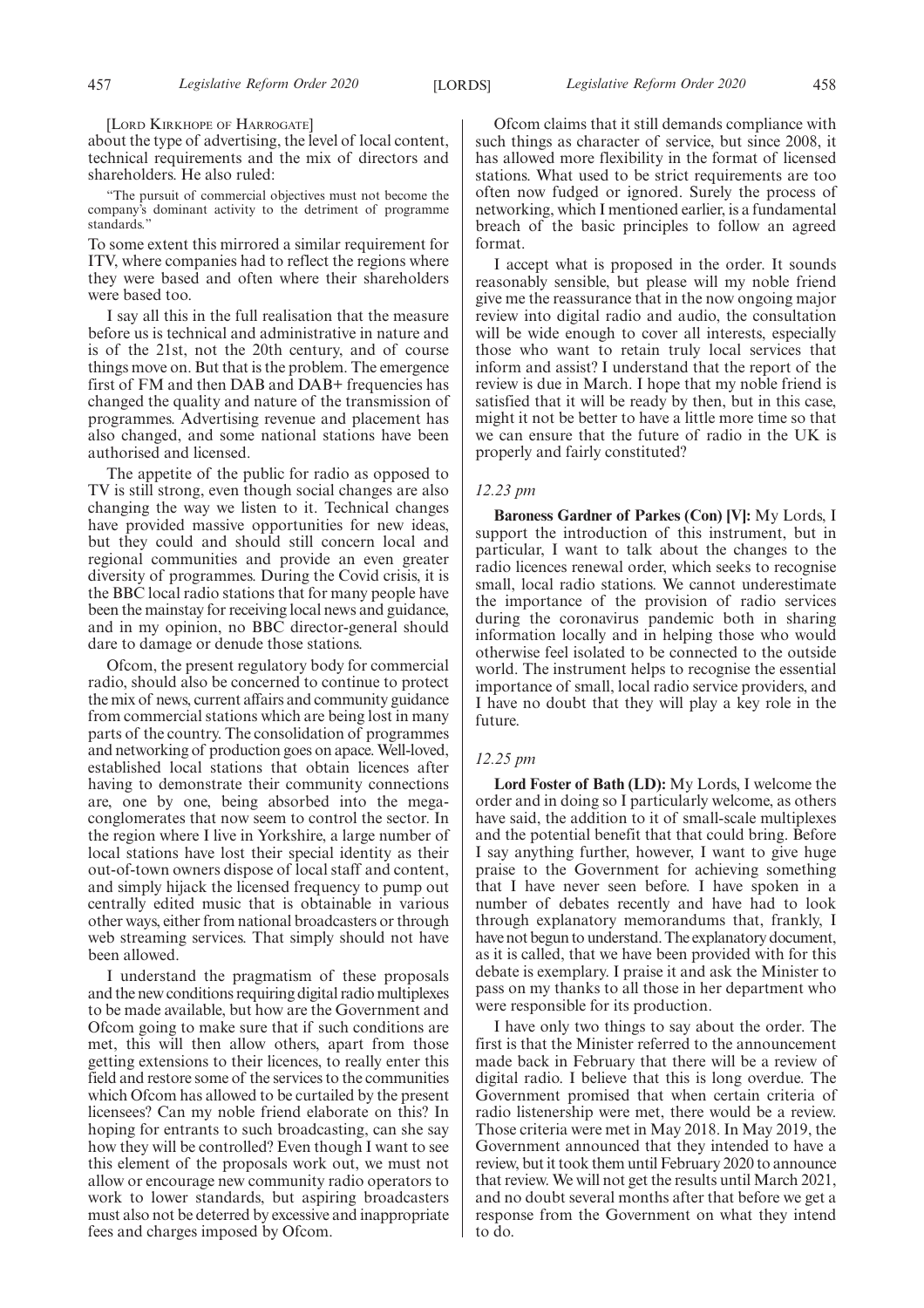[LORD KIRKHOPE OF HARROGATE]

about the type of advertising, the level of local content, technical requirements and the mix of directors and shareholders. He also ruled:

"The pursuit of commercial objectives must not become the company's dominant activity to the detriment of programme standards."

To some extent this mirrored a similar requirement for ITV, where companies had to reflect the regions where they were based and often where their shareholders were based too.

I say all this in the full realisation that the measure before us is technical and administrative in nature and is of the 21st, not the 20th century, and of course things move on. But that is the problem. The emergence first of FM and then DAB and DAB+ frequencies has changed the quality and nature of the transmission of programmes. Advertising revenue and placement has also changed, and some national stations have been authorised and licensed.

The appetite of the public for radio as opposed to TV is still strong, even though social changes are also changing the way we listen to it. Technical changes have provided massive opportunities for new ideas, but they could and should still concern local and regional communities and provide an even greater diversity of programmes. During the Covid crisis, it is the BBC local radio stations that for many people have been the mainstay for receiving local news and guidance, and in my opinion, no BBC director-general should dare to damage or denude those stations.

Ofcom, the present regulatory body for commercial radio, should also be concerned to continue to protect the mix of news, current affairs and community guidance from commercial stations which are being lost in many parts of the country. The consolidation of programmes and networking of production goes on apace. Well-loved, established local stations that obtain licences after having to demonstrate their community connections are, one by one, being absorbed into the mega-conglomerates that now seem to control the sector. In the region where I live in Yorkshire, a large number of local stations have lost their special identity as their out-of-town owners dispose of local staff and content, and simply hijack the licensed frequency to pump out centrally edited music that is obtainable in various other ways, either from national broadcasters or through web streaming services. That simply should not have been allowed.

I understand the pragmatism of these proposals and the new conditions requiring digital radio multiplexes to be made available, but how are the Government and Ofcom going to make sure that if such conditions are met, this will then allow others, apart from those getting extensions to their licences, to really enter this field and restore some of the services to the communities which Ofcom has allowed to be curtailed by the present licensees? Can my noble friend elaborate on this? In hoping for entrants to such broadcasting, can she say how they will be controlled? Even though I want to see this element of the proposals work out, we must not allow or encourage new community radio operators to work to lower standards, but aspiring broadcasters must also not be deterred by excessive and inappropriate fees and charges imposed by Ofcom.

Ofcom claims that it still demands compliance with such things as character of service, but since 2008, it has allowed more flexibility in the format of licensed stations. What used to be strict requirements are too often now fudged or ignored. Surely the process of networking, which I mentioned earlier, is a fundamental breach of the basic principles to follow an agreed format.

I accept what is proposed in the order. It sounds reasonably sensible, but please will my noble friend give me the reassurance that in the now ongoing major review into digital radio and audio, the consultation will be wide enough to cover all interests, especially those who want to retain truly local services that inform and assist? I understand that the report of the review is due in March. I hope that my noble friend is satisfied that it will be ready by then, but in this case, might it not be better to have a little more time so that we can ensure that the future of radio in the UK is properly and fairly constituted?

*12.23 pm*

**Baroness Gardner of Parkes (Con) [V]:** My Lords, I support the introduction of this instrument, but in particular, I want to talk about the changes to the radio licences renewal order, which seeks to recognise small, local radio stations. We cannot underestimate the importance of the provision of radio services during the coronavirus pandemic both in sharing information locally and in helping those who would otherwise feel isolated to be connected to the outside world. The instrument helps to recognise the essential importance of small, local radio service providers, and I have no doubt that they will play a key role in the future.

*12.25 pm*

**Lord Foster of Bath (LD):** My Lords, I welcome the order and in doing so I particularly welcome, as others have said, the addition to it of small-scale multiplexes and the potential benefit that that could bring. Before I say anything further, however, I want to give huge praise to the Government for achieving something that I have never seen before. I have spoken in a number of debates recently and have had to look through explanatory memorandums that, frankly, I have not begun to understand. The explanatory document, as it is called, that we have been provided with for this debate is exemplary. I praise it and ask the Minister to pass on my thanks to all those in her department who were responsible for its production.

I have only two things to say about the order. The first is that the Minister referred to the announcement made back in February that there will be a review of digital radio. I believe that this is long overdue. The Government promised that when certain criteria of radio listenership were met, there would be a review. Those criteria were met in May 2018. In May 2019, the Government announced that they intended to have a review, but it took them until February 2020 to announce that review. We will not get the results until March 2021, and no doubt several months after that before we get a response from the Government on what they intend to do.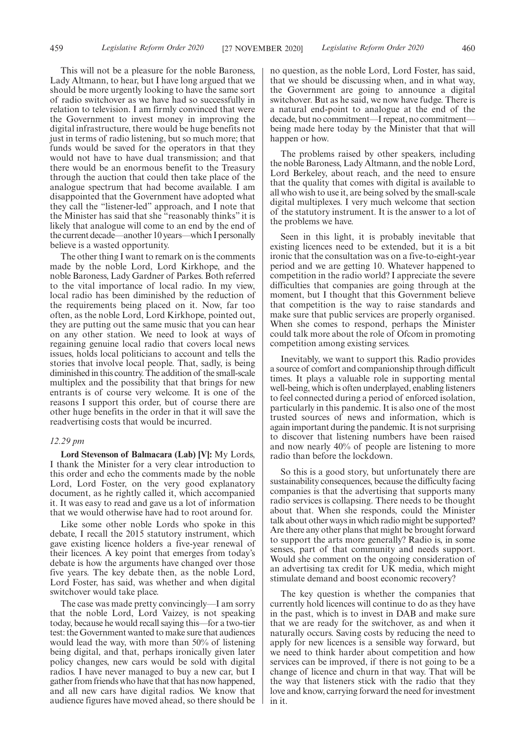This will not be a pleasure for the noble Baroness, Lady Altmann, to hear, but I have long argued that we should be more urgently looking to have the same sort of radio switchover as we have had so successfully in relation to television. I am firmly convinced that were the Government to invest money in improving the digital infrastructure, there would be huge benefits not just in terms of radio listening, but so much more; that funds would be saved for the operators in that they would not have to have dual transmission; and that there would be an enormous benefit to the Treasury through the auction that could then take place of the analogue spectrum that had become available. I am disappointed that the Government have adopted what they call the "listener-led" approach, and I note that the Minister has said that she "reasonably thinks" it is likely that analogue will come to an end by the end of the current decade—another 10 years—which I personally believe is a wasted opportunity.

The other thing I want to remark on is the comments made by the noble Lord, Lord Kirkhope, and the noble Baroness, Lady Gardner of Parkes. Both referred to the vital importance of local radio. In my view, local radio has been diminished by the reduction of the requirements being placed on it. Now, far too often, as the noble Lord, Lord Kirkhope, pointed out, they are putting out the same music that you can hear on any other station. We need to look at ways of regaining genuine local radio that covers local news issues, holds local politicians to account and tells the stories that involve local people. That, sadly, is being diminished in this country. The addition of the small-scale multiplex and the possibility that that brings for new entrants is of course very welcome. It is one of the reasons I support this order, but of course there are other huge benefits in the order in that it will save the readvertising costs that would be incurred.

*12.29 pm*

**Lord Stevenson of Balmacara (Lab) [V]:** My Lords, I thank the Minister for a very clear introduction to this order and echo the comments made by the noble Lord, Lord Foster, on the very good explanatory document, as he rightly called it, which accompanied it. It was easy to read and gave us a lot of information that we would otherwise have had to root around for.

Like some other noble Lords who spoke in this debate, I recall the 2015 statutory instrument, which gave existing licence holders a five-year renewal of their licences. A key point that emerges from today's debate is how the arguments have changed over those five years. The key debate then, as the noble Lord, Lord Foster, has said, was whether and when digital switchover would take place.

The case was made pretty convincingly—I am sorry that the noble Lord, Lord Vaizey, is not speaking today, because he would recall saying this—for a two-tier test: the Government wanted to make sure that audiences would lead the way, with more than 50% of listening being digital, and that, perhaps ironically given later policy changes, new cars would be sold with digital radios. I have never managed to buy a new car, but I gather from friends who have that that has now happened, and all new cars have digital radios. We know that audience figures have moved ahead, so there should be no question, as the noble Lord, Lord Foster, has said, that we should be discussing when, and in what way, the Government are going to announce a digital switchover. But as he said, we now have fudge. There is a natural end-point to analogue at the end of the decade, but no commitment—I repeat, no commitment—being made here today by the Minister that that will happen or how.

The problems raised by other speakers, including the noble Baroness, Lady Altmann, and the noble Lord, Lord Berkeley, about reach, and the need to ensure that the quality that comes with digital is available to all who wish to use it, are being solved by the small-scale digital multiplexes. I very much welcome that section of the statutory instrument. It is the answer to a lot of the problems we have.

Seen in this light, it is probably inevitable that existing licences need to be extended, but it is a bit ironic that the consultation was on a five-to-eight-year period and we are getting 10. Whatever happened to competition in the radio world? I appreciate the severe difficulties that companies are going through at the moment, but I thought that this Government believe that competition is the way to raise standards and make sure that public services are properly organised. When she comes to respond, perhaps the Minister could talk more about the role of Ofcom in promoting competition among existing services.

Inevitably, we want to support this. Radio provides a source of comfort and companionship through difficult times. It plays a valuable role in supporting mental well-being, which is often underplayed, enabling listeners to feel connected during a period of enforced isolation, particularly in this pandemic. It is also one of the most trusted sources of news and information, which is again important during the pandemic. It is not surprising to discover that listening numbers have been raised and now nearly 40% of people are listening to more radio than before the lockdown.

So this is a good story, but unfortunately there are sustainability consequences, because the difficulty facing companies is that the advertising that supports many radio services is collapsing. There needs to be thought about that. When she responds, could the Minister talk about other ways in which radio might be supported? Are there any other plans that might be brought forward to support the arts more generally? Radio is, in some senses, part of that community and needs support. Would she comment on the ongoing consideration of an advertising tax credit for UK media, which might stimulate demand and boost economic recovery?

The key question is whether the companies that currently hold licences will continue to do as they have in the past, which is to invest in DAB and make sure that we are ready for the switchover, as and when it naturally occurs. Saving costs by reducing the need to apply for new licences is a sensible way forward, but we need to think harder about competition and how services can be improved, if there is not going to be a change of licence and churn in that way. That will be the way that listeners stick with the radio that they love and know, carrying forward the need for investment in it.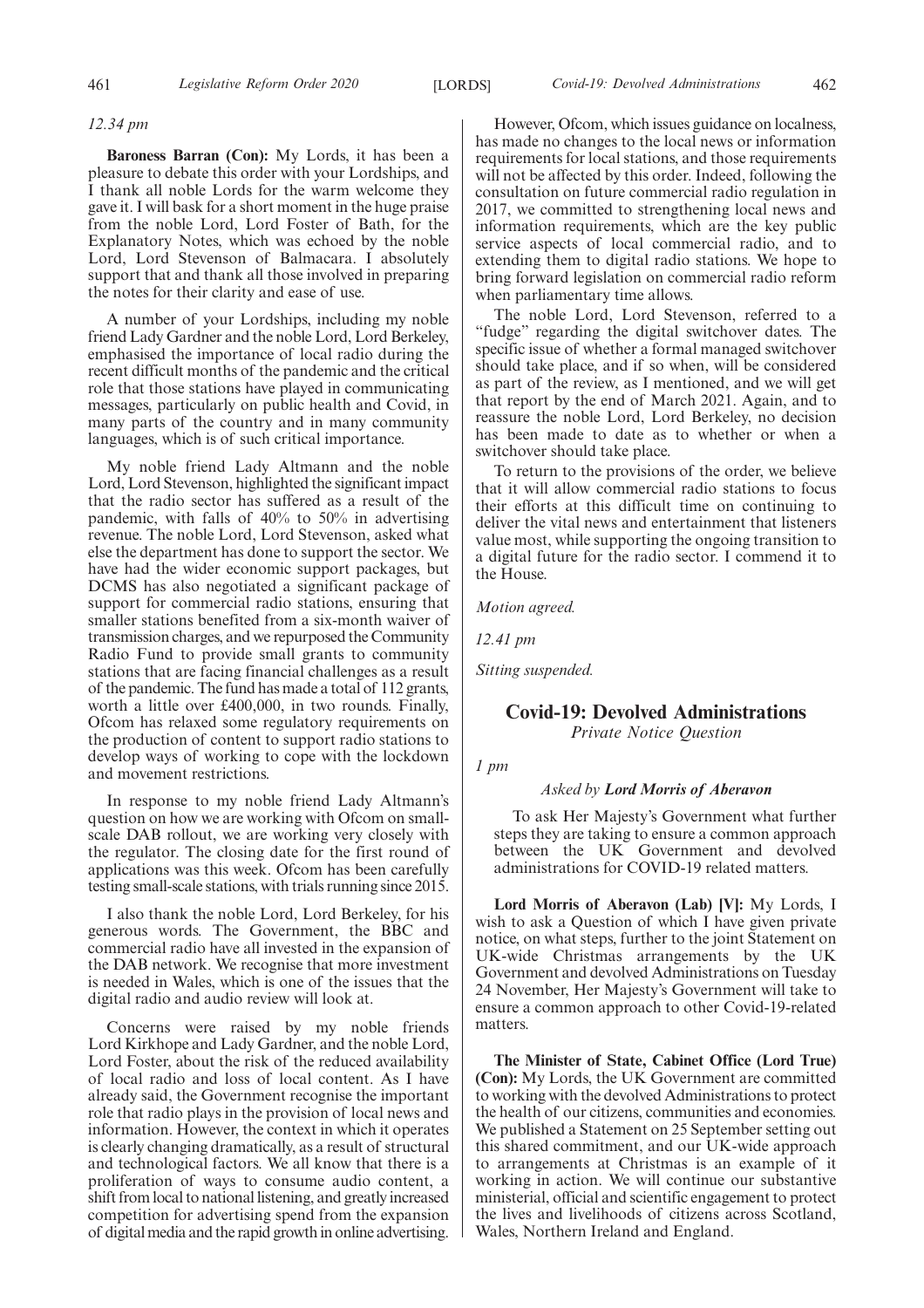*12.34 pm*

**Baroness Barran (Con):** My Lords, it has been a pleasure to debate this order with your Lordships, and I thank all noble Lords for the warm welcome they gave it. I will bask for a short moment in the huge praise from the noble Lord, Lord Foster of Bath, for the Explanatory Notes, which was echoed by the noble Lord, Lord Stevenson of Balmacara. I absolutely support that and thank all those involved in preparing the notes for their clarity and ease of use.

A number of your Lordships, including my noble friend Lady Gardner and the noble Lord, Lord Berkeley, emphasised the importance of local radio during the recent difficult months of the pandemic and the critical role that those stations have played in communicating messages, particularly on public health and Covid, in many parts of the country and in many community languages, which is of such critical importance.

My noble friend Lady Altmann and the noble Lord, Lord Stevenson, highlighted the significant impact that the radio sector has suffered as a result of the pandemic, with falls of 40% to 50% in advertising revenue. The noble Lord, Lord Stevenson, asked what else the department has done to support the sector. We have had the wider economic support packages, but DCMS has also negotiated a significant package of support for commercial radio stations, ensuring that smaller stations benefited from a six-month waiver of transmission charges, and we repurposed the Community Radio Fund to provide small grants to community stations that are facing financial challenges as a result of the pandemic. The fund has made a total of 112 grants, worth a little over £400,000, in two rounds. Finally, Ofcom has relaxed some regulatory requirements on the production of content to support radio stations to develop ways of working to cope with the lockdown and movement restrictions.

In response to my noble friend Lady Altmann's question on how we are working with Ofcom on small-scale DAB rollout, we are working very closely with the regulator. The closing date for the first round of applications was this week. Ofcom has been carefully testing small-scale stations, with trials running since 2015.

I also thank the noble Lord, Lord Berkeley, for his generous words. The Government, the BBC and commercial radio have all invested in the expansion of the DAB network. We recognise that more investment is needed in Wales, which is one of the issues that the digital radio and audio review will look at.

Concerns were raised by my noble friends Lord Kirkhope and Lady Gardner, and the noble Lord, Lord Foster, about the risk of the reduced availability of local radio and loss of local content. As I have already said, the Government recognise the important role that radio plays in the provision of local news and information. However, the context in which it operates is clearly changing dramatically, as a result of structural and technological factors. We all know that there is a proliferation of ways to consume audio content, a shift from local to national listening, and greatly increased competition for advertising spend from the expansion of digital media and the rapid growth in online advertising.

However, Ofcom, which issues guidance on localness, has made no changes to the local news or information requirements for local stations, and those requirements will not be affected by this order. Indeed, following the consultation on future commercial radio regulation in 2017, we committed to strengthening local news and information requirements, which are the key public service aspects of local commercial radio, and to extending them to digital radio stations. We hope to bring forward legislation on commercial radio reform when parliamentary time allows.

The noble Lord, Lord Stevenson, referred to a "fudge" regarding the digital switchover dates. The specific issue of whether a formal managed switchover should take place, and if so when, will be considered as part of the review, as I mentioned, and we will get that report by the end of March 2021. Again, and to reassure the noble Lord, Lord Berkeley, no decision has been made to date as to whether or when a switchover should take place.

To return to the provisions of the order, we believe that it will allow commercial radio stations to focus their efforts at this difficult time on continuing to deliver the vital news and entertainment that listeners value most, while supporting the ongoing transition to a digital future for the radio sector. I commend it to the House.

*Motion agreed.*

*12.41 pm*

*Sitting suspended.*

## Covid-19: Devolved Administrations

*Private Notice Question*

*1 pm*

*Asked by* ***Lord Morris of Aberavon***

To ask Her Majesty's Government what further steps they are taking to ensure a common approach between the UK Government and devolved administrations for COVID-19 related matters.

**Lord Morris of Aberavon (Lab) [V]:** My Lords, I wish to ask a Question of which I have given private notice, on what steps, further to the joint Statement on UK-wide Christmas arrangements by the UK Government and devolved Administrations on Tuesday 24 November, Her Majesty's Government will take to ensure a common approach to other Covid-19-related matters.

**The Minister of State, Cabinet Office (Lord True) (Con):** My Lords, the UK Government are committed to working with the devolved Administrations to protect the health of our citizens, communities and economies. We published a Statement on 25 September setting out this shared commitment, and our UK-wide approach to arrangements at Christmas is an example of it working in action. We will continue our substantive ministerial, official and scientific engagement to protect the lives and livelihoods of citizens across Scotland, Wales, Northern Ireland and England.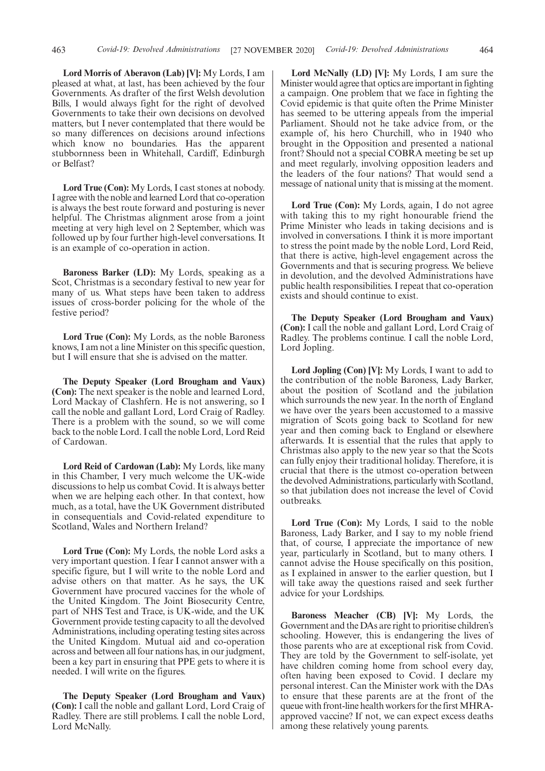**Lord Morris of Aberavon (Lab) [V]:** My Lords, I am pleased at what, at last, has been achieved by the four Governments. As drafter of the first Welsh devolution Bills, I would always fight for the right of devolved Governments to take their own decisions on devolved matters, but I never contemplated that there would be so many differences on decisions around infections which know no boundaries. Has the apparent stubbornness been in Whitehall, Cardiff, Edinburgh or Belfast?

**Lord True (Con):** My Lords, I cast stones at nobody. I agree with the noble and learned Lord that co-operation is always the best route forward and posturing is never helpful. The Christmas alignment arose from a joint meeting at very high level on 2 September, which was followed up by four further high-level conversations. It is an example of co-operation in action.

**Baroness Barker (LD):** My Lords, speaking as a Scot, Christmas is a secondary festival to new year for many of us. What steps have been taken to address issues of cross-border policing for the whole of the festive period?

**Lord True (Con):** My Lords, as the noble Baroness knows, I am not a line Minister on this specific question, but I will ensure that she is advised on the matter.

**The Deputy Speaker (Lord Brougham and Vaux) (Con):** The next speaker is the noble and learned Lord, Lord Mackay of Clashfern. He is not answering, so I call the noble and gallant Lord, Lord Craig of Radley. There is a problem with the sound, so we will come back to the noble Lord. I call the noble Lord, Lord Reid of Cardowan.

**Lord Reid of Cardowan (Lab):** My Lords, like many in this Chamber, I very much welcome the UK-wide discussions to help us combat Covid. It is always better when we are helping each other. In that context, how much, as a total, have the UK Government distributed in consequentials and Covid-related expenditure to Scotland, Wales and Northern Ireland?

**Lord True (Con):** My Lords, the noble Lord asks a very important question. I fear I cannot answer with a specific figure, but I will write to the noble Lord and advise others on that matter. As he says, the UK Government have procured vaccines for the whole of the United Kingdom. The Joint Biosecurity Centre, part of NHS Test and Trace, is UK-wide, and the UK Government provide testing capacity to all the devolved Administrations, including operating testing sites across the United Kingdom. Mutual aid and co-operation across and between all four nations has, in our judgment, been a key part in ensuring that PPE gets to where it is needed. I will write on the figures.

**The Deputy Speaker (Lord Brougham and Vaux) (Con):** I call the noble and gallant Lord, Lord Craig of Radley. There are still problems. I call the noble Lord, Lord McNally.

**Lord McNally (LD) [V]:** My Lords, I am sure the Minister would agree that optics are important in fighting a campaign. One problem that we face in fighting the Covid epidemic is that quite often the Prime Minister has seemed to be uttering appeals from the imperial Parliament. Should not he take advice from, or the example of, his hero Churchill, who in 1940 who brought in the Opposition and presented a national front? Should not a special COBRA meeting be set up and meet regularly, involving opposition leaders and the leaders of the four nations? That would send a message of national unity that is missing at the moment.

**Lord True (Con):** My Lords, again, I do not agree with taking this to my right honourable friend the Prime Minister who leads in taking decisions and is involved in conversations. I think it is more important to stress the point made by the noble Lord, Lord Reid, that there is active, high-level engagement across the Governments and that is securing progress. We believe in devolution, and the devolved Administrations have public health responsibilities. I repeat that co-operation exists and should continue to exist.

**The Deputy Speaker (Lord Brougham and Vaux) (Con):** I call the noble and gallant Lord, Lord Craig of Radley. The problems continue. I call the noble Lord, Lord Jopling.

**Lord Jopling (Con) [V]:** My Lords, I want to add to the contribution of the noble Baroness, Lady Barker, about the position of Scotland and the jubilation which surrounds the new year. In the north of England we have over the years been accustomed to a massive migration of Scots going back to Scotland for new year and then coming back to England or elsewhere afterwards. It is essential that the rules that apply to Christmas also apply to the new year so that the Scots can fully enjoy their traditional holiday. Therefore, it is crucial that there is the utmost co-operation between the devolved Administrations, particularly with Scotland, so that jubilation does not increase the level of Covid outbreaks.

**Lord True (Con):** My Lords, I said to the noble Baroness, Lady Barker, and I say to my noble friend that, of course, I appreciate the importance of new year, particularly in Scotland, but to many others. I cannot advise the House specifically on this position, as I explained in answer to the earlier question, but I will take away the questions raised and seek further advice for your Lordships.

**Baroness Meacher (CB) [V]:** My Lords, the Government and the DAs are right to prioritise children's schooling. However, this is endangering the lives of those parents who are at exceptional risk from Covid. They are told by the Government to self-isolate, yet have children coming home from school every day, often having been exposed to Covid. I declare my personal interest. Can the Minister work with the DAs to ensure that these parents are at the front of the queue with front-line health workers for the first MHRA-approved vaccine? If not, we can expect excess deaths among these relatively young parents.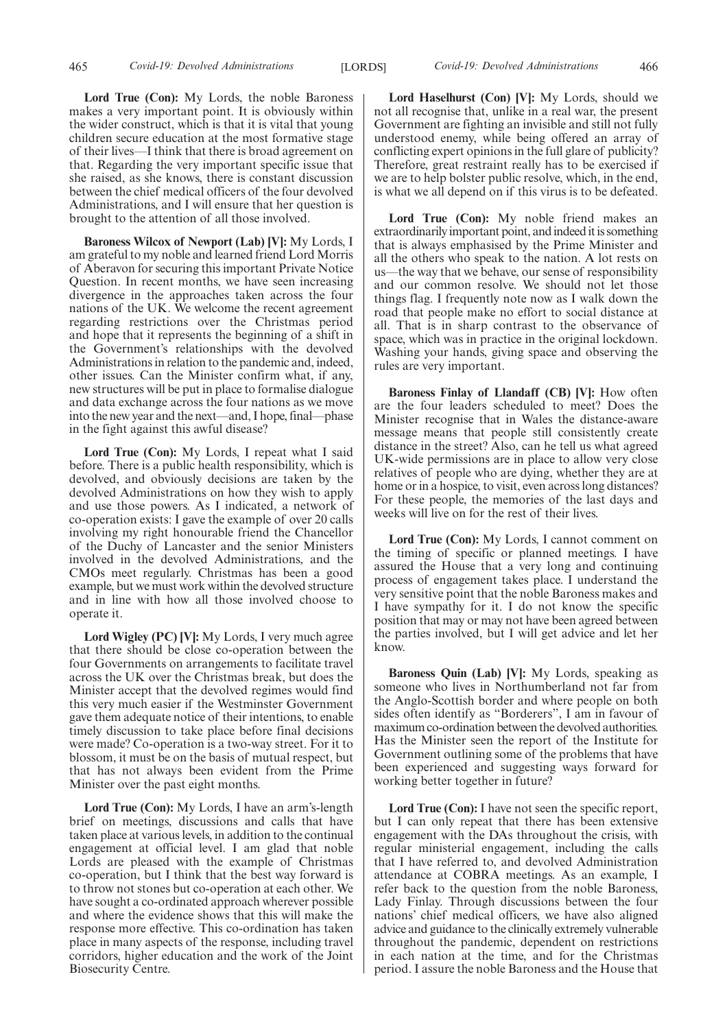**Lord True (Con):** My Lords, the noble Baroness makes a very important point. It is obviously within the wider construct, which is that it is vital that young children secure education at the most formative stage of their lives—I think that there is broad agreement on that. Regarding the very important specific issue that she raised, as she knows, there is constant discussion between the chief medical officers of the four devolved Administrations, and I will ensure that her question is brought to the attention of all those involved.

**Baroness Wilcox of Newport (Lab) [V]:** My Lords, I am grateful to my noble and learned friend Lord Morris of Aberavon for securing this important Private Notice Question. In recent months, we have seen increasing divergence in the approaches taken across the four nations of the UK. We welcome the recent agreement regarding restrictions over the Christmas period and hope that it represents the beginning of a shift in the Government's relationships with the devolved Administrations in relation to the pandemic and, indeed, other issues. Can the Minister confirm what, if any, new structures will be put in place to formalise dialogue and data exchange across the four nations as we move into the new year and the next—and, I hope, final—phase in the fight against this awful disease?

**Lord True (Con):** My Lords, I repeat what I said before. There is a public health responsibility, which is devolved, and obviously decisions are taken by the devolved Administrations on how they wish to apply and use those powers. As I indicated, a network of co-operation exists: I gave the example of over 20 calls involving my right honourable friend the Chancellor of the Duchy of Lancaster and the senior Ministers involved in the devolved Administrations, and the CMOs meet regularly. Christmas has been a good example, but we must work within the devolved structure and in line with how all those involved choose to operate it.

**Lord Wigley (PC) [V]:** My Lords, I very much agree that there should be close co-operation between the four Governments on arrangements to facilitate travel across the UK over the Christmas break, but does the Minister accept that the devolved regimes would find this very much easier if the Westminster Government gave them adequate notice of their intentions, to enable timely discussion to take place before final decisions were made? Co-operation is a two-way street. For it to blossom, it must be on the basis of mutual respect, but that has not always been evident from the Prime Minister over the past eight months.

**Lord True (Con):** My Lords, I have an arm's-length brief on meetings, discussions and calls that have taken place at various levels, in addition to the continual engagement at official level. I am glad that noble Lords are pleased with the example of Christmas co-operation, but I think that the best way forward is to throw not stones but co-operation at each other. We have sought a co-ordinated approach wherever possible and where the evidence shows that this will make the response more effective. This co-ordination has taken place in many aspects of the response, including travel corridors, higher education and the work of the Joint Biosecurity Centre.

**Lord Haselhurst (Con) [V]:** My Lords, should we not all recognise that, unlike in a real war, the present Government are fighting an invisible and still not fully understood enemy, while being offered an array of conflicting expert opinions in the full glare of publicity? Therefore, great restraint really has to be exercised if we are to help bolster public resolve, which, in the end, is what we all depend on if this virus is to be defeated.

**Lord True (Con):** My noble friend makes an extraordinarily important point, and indeed it is something that is always emphasised by the Prime Minister and all the others who speak to the nation. A lot rests on us—the way that we behave, our sense of responsibility and our common resolve. We should not let those things flag. I frequently note now as I walk down the road that people make no effort to social distance at all. That is in sharp contrast to the observance of space, which was in practice in the original lockdown. Washing your hands, giving space and observing the rules are very important.

**Baroness Finlay of Llandaff (CB) [V]:** How often are the four leaders scheduled to meet? Does the Minister recognise that in Wales the distance-aware message means that people still consistently create distance in the street? Also, can he tell us what agreed UK-wide permissions are in place to allow very close relatives of people who are dying, whether they are at home or in a hospice, to visit, even across long distances? For these people, the memories of the last days and weeks will live on for the rest of their lives.

**Lord True (Con):** My Lords, I cannot comment on the timing of specific or planned meetings. I have assured the House that a very long and continuing process of engagement takes place. I understand the very sensitive point that the noble Baroness makes and I have sympathy for it. I do not know the specific position that may or may not have been agreed between the parties involved, but I will get advice and let her know.

**Baroness Quin (Lab) [V]:** My Lords, speaking as someone who lives in Northumberland not far from the Anglo-Scottish border and where people on both sides often identify as "Borderers", I am in favour of maximum co-ordination between the devolved authorities. Has the Minister seen the report of the Institute for Government outlining some of the problems that have been experienced and suggesting ways forward for working better together in future?

**Lord True (Con):** I have not seen the specific report, but I can only repeat that there has been extensive engagement with the DAs throughout the crisis, with regular ministerial engagement, including the calls that I have referred to, and devolved Administration attendance at COBRA meetings. As an example, I refer back to the question from the noble Baroness, Lady Finlay. Through discussions between the four nations' chief medical officers, we have also aligned advice and guidance to the clinically extremely vulnerable throughout the pandemic, dependent on restrictions in each nation at the time, and for the Christmas period. I assure the noble Baroness and the House that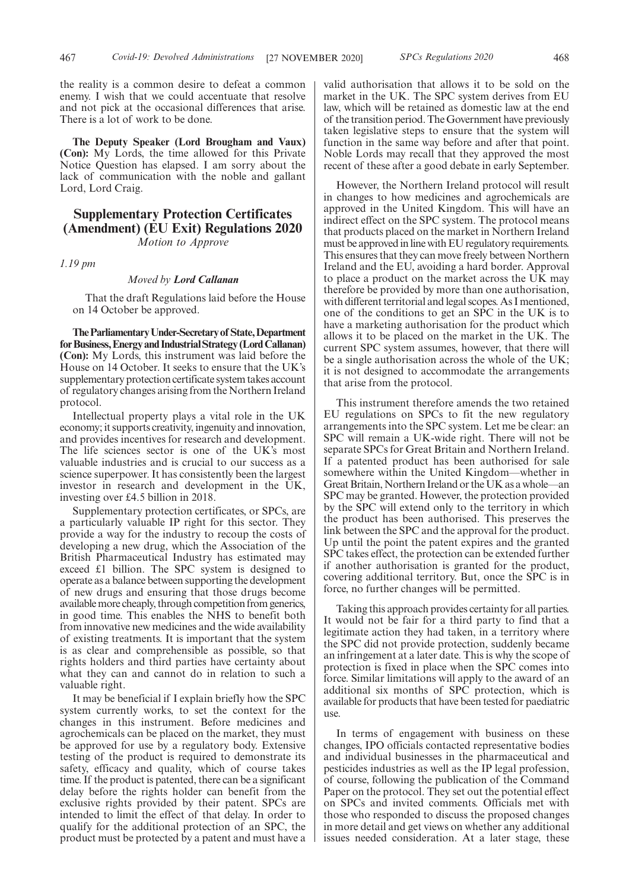the reality is a common desire to defeat a common enemy. I wish that we could accentuate that resolve and not pick at the occasional differences that arise. There is a lot of work to be done.

**The Deputy Speaker (Lord Brougham and Vaux) (Con):** My Lords, the time allowed for this Private Notice Question has elapsed. I am sorry about the lack of communication with the noble and gallant Lord, Lord Craig.

## Supplementary Protection Certificates (Amendment) (EU Exit) Regulations 2020

*Motion to Approve*

*1.19 pm*

*Moved by* ***Lord Callanan***

That the draft Regulations laid before the House on 14 October be approved.

**The Parliamentary Under-Secretary of State, Department for Business, Energy and Industrial Strategy (Lord Callanan) (Con):** My Lords, this instrument was laid before the House on 14 October. It seeks to ensure that the UK's supplementary protection certificate system takes account of regulatory changes arising from the Northern Ireland protocol.

Intellectual property plays a vital role in the UK economy; it supports creativity, ingenuity and innovation, and provides incentives for research and development. The life sciences sector is one of the UK's most valuable industries and is crucial to our success as a science superpower. It has consistently been the largest investor in research and development in the UK, investing over £4.5 billion in 2018.

Supplementary protection certificates, or SPCs, are a particularly valuable IP right for this sector. They provide a way for the industry to recoup the costs of developing a new drug, which the Association of the British Pharmaceutical Industry has estimated may exceed £1 billion. The SPC system is designed to operate as a balance between supporting the development of new drugs and ensuring that those drugs become available more cheaply, through competition from generics, in good time. This enables the NHS to benefit both from innovative new medicines and the wide availability of existing treatments. It is important that the system is as clear and comprehensible as possible, so that rights holders and third parties have certainty about what they can and cannot do in relation to such a valuable right.

It may be beneficial if I explain briefly how the SPC system currently works, to set the context for the changes in this instrument. Before medicines and agrochemicals can be placed on the market, they must be approved for use by a regulatory body. Extensive testing of the product is required to demonstrate its safety, efficacy and quality, which of course takes time. If the product is patented, there can be a significant delay before the rights holder can benefit from the exclusive rights provided by their patent. SPCs are intended to limit the effect of that delay. In order to qualify for the additional protection of an SPC, the product must be protected by a patent and must have a valid authorisation that allows it to be sold on the market in the UK. The SPC system derives from EU law, which will be retained as domestic law at the end of the transition period. The Government have previously taken legislative steps to ensure that the system will function in the same way before and after that point. Noble Lords may recall that they approved the most recent of these after a good debate in early September.

However, the Northern Ireland protocol will result in changes to how medicines and agrochemicals are approved in the United Kingdom. This will have an indirect effect on the SPC system. The protocol means that products placed on the market in Northern Ireland must be approved in line with EU regulatory requirements. This ensures that they can move freely between Northern Ireland and the EU, avoiding a hard border. Approval to place a product on the market across the UK may therefore be provided by more than one authorisation, with different territorial and legal scopes. As I mentioned, one of the conditions to get an SPC in the UK is to have a marketing authorisation for the product which allows it to be placed on the market in the UK. The current SPC system assumes, however, that there will be a single authorisation across the whole of the UK; it is not designed to accommodate the arrangements that arise from the protocol.

This instrument therefore amends the two retained EU regulations on SPCs to fit the new regulatory arrangements into the SPC system. Let me be clear: an SPC will remain a UK-wide right. There will not be separate SPCs for Great Britain and Northern Ireland. If a patented product has been authorised for sale somewhere within the United Kingdom—whether in Great Britain, Northern Ireland or the UK as a whole—an SPC may be granted. However, the protection provided by the SPC will extend only to the territory in which the product has been authorised. This preserves the link between the SPC and the approval for the product. Up until the point the patent expires and the granted SPC takes effect, the protection can be extended further if another authorisation is granted for the product, covering additional territory. But, once the SPC is in force, no further changes will be permitted.

Taking this approach provides certainty for all parties. It would not be fair for a third party to find that a legitimate action they had taken, in a territory where the SPC did not provide protection, suddenly became an infringement at a later date. This is why the scope of protection is fixed in place when the SPC comes into force. Similar limitations will apply to the award of an additional six months of SPC protection, which is available for products that have been tested for paediatric use.

In terms of engagement with business on these changes, IPO officials contacted representative bodies and individual businesses in the pharmaceutical and pesticides industries as well as the IP legal profession, of course, following the publication of the Command Paper on the protocol. They set out the potential effect on SPCs and invited comments. Officials met with those who responded to discuss the proposed changes in more detail and get views on whether any additional issues needed consideration. At a later stage, these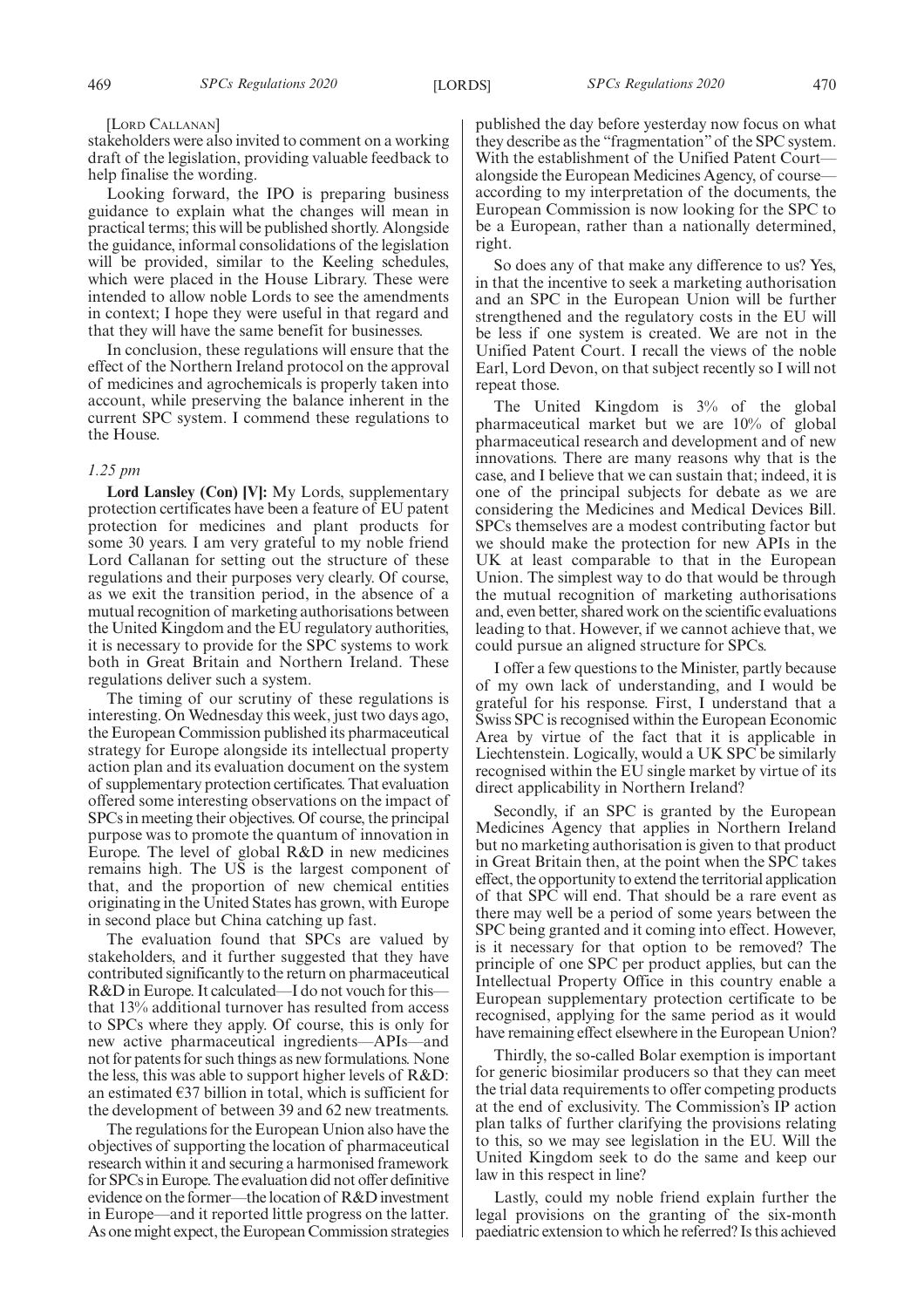[LORD CALLANAN]

stakeholders were also invited to comment on a working draft of the legislation, providing valuable feedback to help finalise the wording.

Looking forward, the IPO is preparing business guidance to explain what the changes will mean in practical terms; this will be published shortly. Alongside the guidance, informal consolidations of the legislation will be provided, similar to the Keeling schedules, which were placed in the House Library. These were intended to allow noble Lords to see the amendments in context; I hope they were useful in that regard and that they will have the same benefit for businesses.

In conclusion, these regulations will ensure that the effect of the Northern Ireland protocol on the approval of medicines and agrochemicals is properly taken into account, while preserving the balance inherent in the current SPC system. I commend these regulations to the House.

*1.25 pm*

**Lord Lansley (Con) [V]:** My Lords, supplementary protection certificates have been a feature of EU patent protection for medicines and plant products for some 30 years. I am very grateful to my noble friend Lord Callanan for setting out the structure of these regulations and their purposes very clearly. Of course, as we exit the transition period, in the absence of a mutual recognition of marketing authorisations between the United Kingdom and the EU regulatory authorities, it is necessary to provide for the SPC systems to work both in Great Britain and Northern Ireland. These regulations deliver such a system.

The timing of our scrutiny of these regulations is interesting. On Wednesday this week, just two days ago, the European Commission published its pharmaceutical strategy for Europe alongside its intellectual property action plan and its evaluation document on the system of supplementary protection certificates. That evaluation offered some interesting observations on the impact of SPCs in meeting their objectives. Of course, the principal purpose was to promote the quantum of innovation in Europe. The level of global R&D in new medicines remains high. The US is the largest component of that, and the proportion of new chemical entities originating in the United States has grown, with Europe in second place but China catching up fast.

The evaluation found that SPCs are valued by stakeholders, and it further suggested that they have contributed significantly to the return on pharmaceutical R&D in Europe. It calculated—I do not vouch for this—that 13% additional turnover has resulted from access to SPCs where they apply. Of course, this is only for new active pharmaceutical ingredients—APIs—and not for patents for such things as new formulations. None the less, this was able to support higher levels of R&D: an estimated €37 billion in total, which is sufficient for the development of between 39 and 62 new treatments.

The regulations for the European Union also have the objectives of supporting the location of pharmaceutical research within it and securing a harmonised framework for SPCs in Europe. The evaluation did not offer definitive evidence on the former—the location of R&D investment in Europe—and it reported little progress on the latter. As one might expect, the European Commission strategies published the day before yesterday now focus on what they describe as the "fragmentation" of the SPC system. With the establishment of the Unified Patent Court—alongside the European Medicines Agency, of course—according to my interpretation of the documents, the European Commission is now looking for the SPC to be a European, rather than a nationally determined, right.

So does any of that make any difference to us? Yes, in that the incentive to seek a marketing authorisation and an SPC in the European Union will be further strengthened and the regulatory costs in the EU will be less if one system is created. We are not in the Unified Patent Court. I recall the views of the noble Earl, Lord Devon, on that subject recently so I will not repeat those.

The United Kingdom is 3% of the global pharmaceutical market but we are 10% of global pharmaceutical research and development and of new innovations. There are many reasons why that is the case, and I believe that we can sustain that; indeed, it is one of the principal subjects for debate as we are considering the Medicines and Medical Devices Bill. SPCs themselves are a modest contributing factor but we should make the protection for new APIs in the UK at least comparable to that in the European Union. The simplest way to do that would be through the mutual recognition of marketing authorisations and, even better, shared work on the scientific evaluations leading to that. However, if we cannot achieve that, we could pursue an aligned structure for SPCs.

I offer a few questions to the Minister, partly because of my own lack of understanding, and I would be grateful for his response. First, I understand that a Swiss SPC is recognised within the European Economic Area by virtue of the fact that it is applicable in Liechtenstein. Logically, would a UK SPC be similarly recognised within the EU single market by virtue of its direct applicability in Northern Ireland?

Secondly, if an SPC is granted by the European Medicines Agency that applies in Northern Ireland but no marketing authorisation is given to that product in Great Britain then, at the point when the SPC takes effect, the opportunity to extend the territorial application of that SPC will end. That should be a rare event as there may well be a period of some years between the SPC being granted and it coming into effect. However, is it necessary for that option to be removed? The principle of one SPC per product applies, but can the Intellectual Property Office in this country enable a European supplementary protection certificate to be recognised, applying for the same period as it would have remaining effect elsewhere in the European Union?

Thirdly, the so-called Bolar exemption is important for generic biosimilar producers so that they can meet the trial data requirements to offer competing products at the end of exclusivity. The Commission's IP action plan talks of further clarifying the provisions relating to this, so we may see legislation in the EU. Will the United Kingdom seek to do the same and keep our law in this respect in line?

Lastly, could my noble friend explain further the legal provisions on the granting of the six-month paediatric extension to which he referred? Is this achieved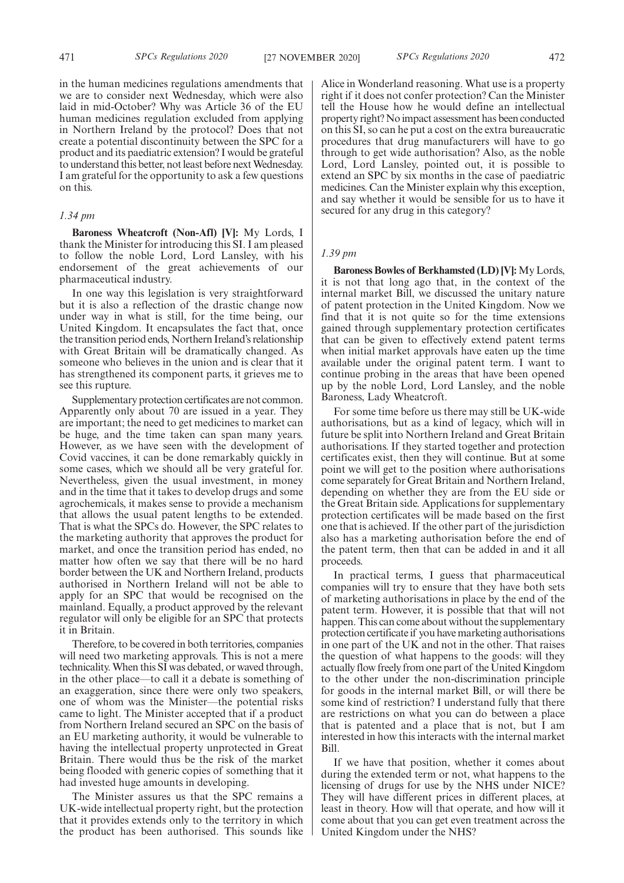in the human medicines regulations amendments that we are to consider next Wednesday, which were also laid in mid-October? Why was Article 36 of the EU human medicines regulation excluded from applying in Northern Ireland by the protocol? Does that not create a potential discontinuity between the SPC for a product and its paediatric extension? I would be grateful to understand this better, not least before next Wednesday. I am grateful for the opportunity to ask a few questions on this.

*1.34 pm*

**Baroness Wheatcroft (Non-Afl) [V]:** My Lords, I thank the Minister for introducing this SI. I am pleased to follow the noble Lord, Lord Lansley, with his endorsement of the great achievements of our pharmaceutical industry.

In one way this legislation is very straightforward but it is also a reflection of the drastic change now under way in what is still, for the time being, our United Kingdom. It encapsulates the fact that, once the transition period ends, Northern Ireland's relationship with Great Britain will be dramatically changed. As someone who believes in the union and is clear that it has strengthened its component parts, it grieves me to see this rupture.

Supplementary protection certificates are not common. Apparently only about 70 are issued in a year. They are important; the need to get medicines to market can be huge, and the time taken can span many years. However, as we have seen with the development of Covid vaccines, it can be done remarkably quickly in some cases, which we should all be very grateful for. Nevertheless, given the usual investment, in money and in the time that it takes to develop drugs and some agrochemicals, it makes sense to provide a mechanism that allows the usual patent lengths to be extended. That is what the SPCs do. However, the SPC relates to the marketing authority that approves the product for market, and once the transition period has ended, no matter how often we say that there will be no hard border between the UK and Northern Ireland, products authorised in Northern Ireland will not be able to apply for an SPC that would be recognised on the mainland. Equally, a product approved by the relevant regulator will only be eligible for an SPC that protects it in Britain.

Therefore, to be covered in both territories, companies will need two marketing approvals. This is not a mere technicality. When this SI was debated, or waved through, in the other place—to call it a debate is something of an exaggeration, since there were only two speakers, one of whom was the Minister—the potential risks came to light. The Minister accepted that if a product from Northern Ireland secured an SPC on the basis of an EU marketing authority, it would be vulnerable to having the intellectual property unprotected in Great Britain. There would thus be the risk of the market being flooded with generic copies of something that it had invested huge amounts in developing.

The Minister assures us that the SPC remains a UK-wide intellectual property right, but the protection that it provides extends only to the territory in which the product has been authorised. This sounds like Alice in Wonderland reasoning. What use is a property right if it does not confer protection? Can the Minister tell the House how he would define an intellectual property right? No impact assessment has been conducted on this SI, so can he put a cost on the extra bureaucratic procedures that drug manufacturers will have to go through to get wide authorisation? Also, as the noble Lord, Lord Lansley, pointed out, it is possible to extend an SPC by six months in the case of paediatric medicines. Can the Minister explain why this exception, and say whether it would be sensible for us to have it secured for any drug in this category?

*1.39 pm*

**Baroness Bowles of Berkhamsted (LD) [V]:** My Lords, it is not that long ago that, in the context of the internal market Bill, we discussed the unitary nature of patent protection in the United Kingdom. Now we find that it is not quite so for the time extensions gained through supplementary protection certificates that can be given to effectively extend patent terms when initial market approvals have eaten up the time available under the original patent term. I want to continue probing in the areas that have been opened up by the noble Lord, Lord Lansley, and the noble Baroness, Lady Wheatcroft.

For some time before us there may still be UK-wide authorisations, but as a kind of legacy, which will in future be split into Northern Ireland and Great Britain authorisations. If they started together and protection certificates exist, then they will continue. But at some point we will get to the position where authorisations come separately for Great Britain and Northern Ireland, depending on whether they are from the EU side or the Great Britain side. Applications for supplementary protection certificates will be made based on the first one that is achieved. If the other part of the jurisdiction also has a marketing authorisation before the end of the patent term, then that can be added in and it all proceeds.

In practical terms, I guess that pharmaceutical companies will try to ensure that they have both sets of marketing authorisations in place by the end of the patent term. However, it is possible that that will not happen. This can come about without the supplementary protection certificate if you have marketing authorisations in one part of the UK and not in the other. That raises the question of what happens to the goods: will they actually flow freely from one part of the United Kingdom to the other under the non-discrimination principle for goods in the internal market Bill, or will there be some kind of restriction? I understand fully that there are restrictions on what you can do between a place that is patented and a place that is not, but I am interested in how this interacts with the internal market Bill.

If we have that position, whether it comes about during the extended term or not, what happens to the licensing of drugs for use by the NHS under NICE? They will have different prices in different places, at least in theory. How will that operate, and how will it come about that you can get even treatment across the United Kingdom under the NHS?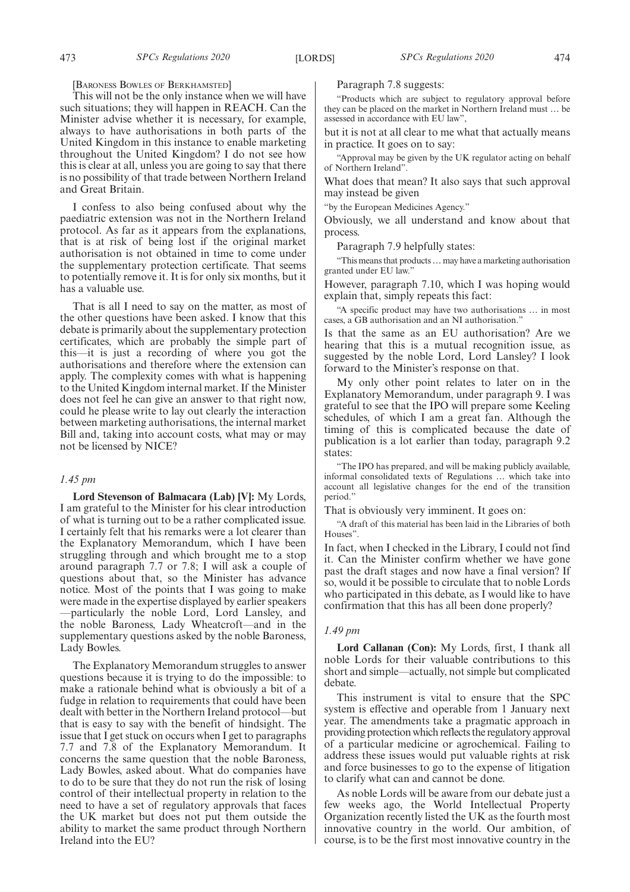[BARONESS BOWLES OF BERKHAMSTED]

This will not be the only instance when we will have such situations; they will happen in REACH. Can the Minister advise whether it is necessary, for example, always to have authorisations in both parts of the United Kingdom in this instance to enable marketing throughout the United Kingdom? I do not see how this is clear at all, unless you are going to say that there is no possibility of that trade between Northern Ireland and Great Britain.

I confess to also being confused about why the paediatric extension was not in the Northern Ireland protocol. As far as it appears from the explanations, that is at risk of being lost if the original market authorisation is not obtained in time to come under the supplementary protection certificate. That seems to potentially remove it. It is for only six months, but it has a valuable use.

That is all I need to say on the matter, as most of the other questions have been asked. I know that this debate is primarily about the supplementary protection certificates, which are probably the simple part of this—it is just a recording of where you got the authorisations and therefore where the extension can apply. The complexity comes with what is happening to the United Kingdom internal market. If the Minister does not feel he can give an answer to that right now, could he please write to lay out clearly the interaction between marketing authorisations, the internal market Bill and, taking into account costs, what may or may not be licensed by NICE?

*1.45 pm*

**Lord Stevenson of Balmacara (Lab) [V]:** My Lords, I am grateful to the Minister for his clear introduction of what is turning out to be a rather complicated issue. I certainly felt that his remarks were a lot clearer than the Explanatory Memorandum, which I have been struggling through and which brought me to a stop around paragraph 7.7 or 7.8; I will ask a couple of questions about that, so the Minister has advance notice. Most of the points that I was going to make were made in the expertise displayed by earlier speakers—particularly the noble Lord, Lord Lansley, and the noble Baroness, Lady Wheatcroft—and in the supplementary questions asked by the noble Baroness, Lady Bowles.

The Explanatory Memorandum struggles to answer questions because it is trying to do the impossible: to make a rationale behind what is obviously a bit of a fudge in relation to requirements that could have been dealt with better in the Northern Ireland protocol—but that is easy to say with the benefit of hindsight. The issue that I get stuck on occurs when I get to paragraphs 7.7 and 7.8 of the Explanatory Memorandum. It concerns the same question that the noble Baroness, Lady Bowles, asked about. What do companies have to do to be sure that they do not run the risk of losing control of their intellectual property in relation to the need to have a set of regulatory approvals that faces the UK market but does not put them outside the ability to market the same product through Northern Ireland into the EU?

Paragraph 7.8 suggests:

"Products which are subject to regulatory approval before they can be placed on the market in Northern Ireland must … be assessed in accordance with EU law",

but it is not at all clear to me what that actually means in practice. It goes on to say:

"Approval may be given by the UK regulator acting on behalf of Northern Ireland".

What does that mean? It also says that such approval may instead be given

"by the European Medicines Agency."

Obviously, we all understand and know about that process.

Paragraph 7.9 helpfully states:

"This means that products … may have a marketing authorisation granted under EU law."

However, paragraph 7.10, which I was hoping would explain that, simply repeats this fact:

"A specific product may have two authorisations … in most cases, a GB authorisation and an NI authorisation."

Is that the same as an EU authorisation? Are we hearing that this is a mutual recognition issue, as suggested by the noble Lord, Lord Lansley? I look forward to the Minister's response on that.

My only other point relates to later on in the Explanatory Memorandum, under paragraph 9. I was grateful to see that the IPO will prepare some Keeling schedules, of which I am a great fan. Although the timing of this is complicated because the date of publication is a lot earlier than today, paragraph 9.2 states:

"The IPO has prepared, and will be making publicly available, informal consolidated texts of Regulations … which take into account all legislative changes for the end of the transition period."

That is obviously very imminent. It goes on:

"A draft of this material has been laid in the Libraries of both Houses".

In fact, when I checked in the Library, I could not find it. Can the Minister confirm whether we have gone past the draft stages and now have a final version? If so, would it be possible to circulate that to noble Lords who participated in this debate, as I would like to have confirmation that this has all been done properly?

*1.49 pm*

**Lord Callanan (Con):** My Lords, first, I thank all noble Lords for their valuable contributions to this short and simple—actually, not simple but complicated debate.

This instrument is vital to ensure that the SPC system is effective and operable from 1 January next year. The amendments take a pragmatic approach in providing protection which reflects the regulatory approval of a particular medicine or agrochemical. Failing to address these issues would put valuable rights at risk and force businesses to go to the expense of litigation to clarify what can and cannot be done.

As noble Lords will be aware from our debate just a few weeks ago, the World Intellectual Property Organization recently listed the UK as the fourth most innovative country in the world. Our ambition, of course, is to be the first most innovative country in the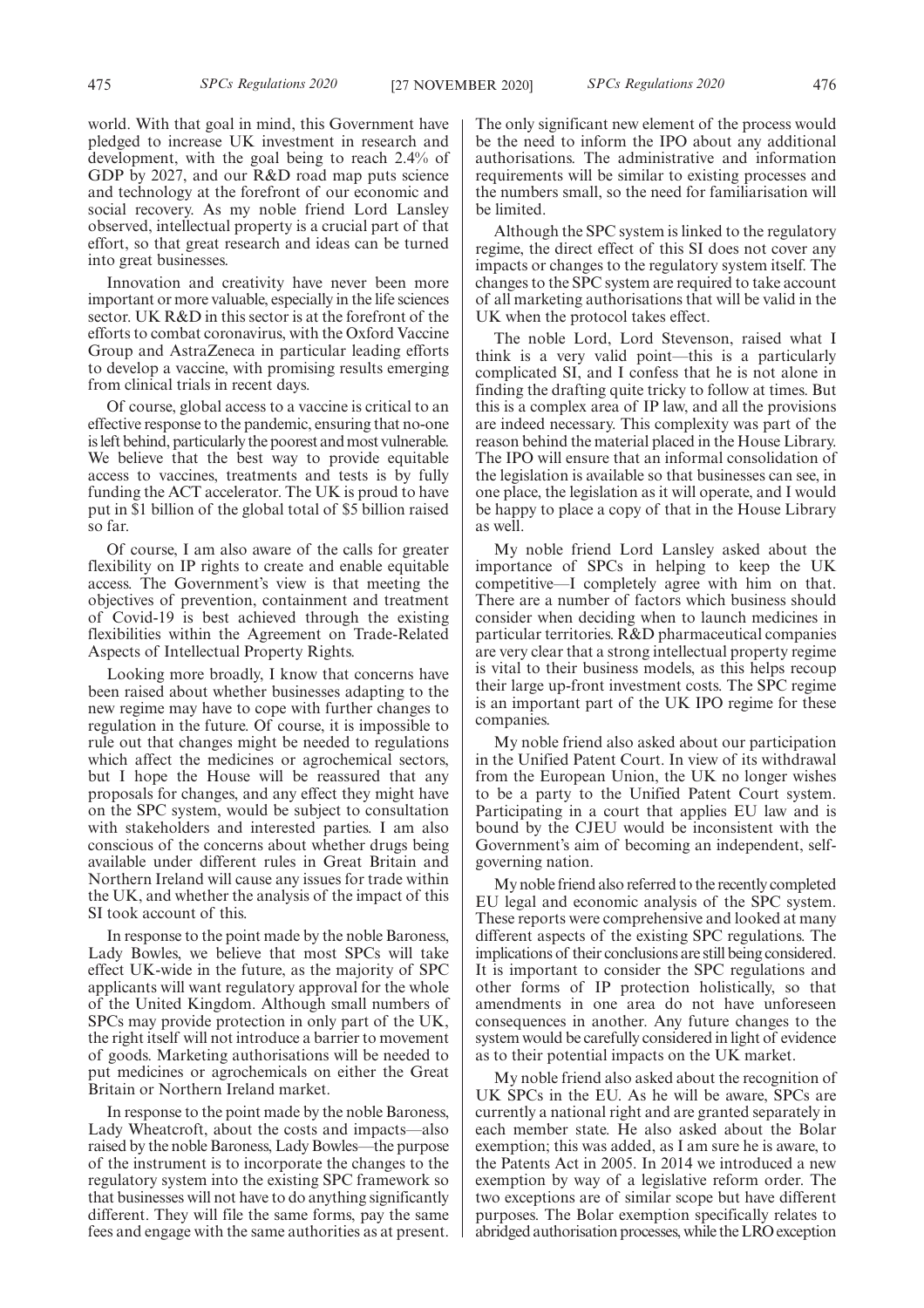world. With that goal in mind, this Government have pledged to increase UK investment in research and development, with the goal being to reach 2.4% of GDP by 2027, and our R&D road map puts science and technology at the forefront of our economic and social recovery. As my noble friend Lord Lansley observed, intellectual property is a crucial part of that effort, so that great research and ideas can be turned into great businesses.

Innovation and creativity have never been more important or more valuable, especially in the life sciences sector. UK R&D in this sector is at the forefront of the efforts to combat coronavirus, with the Oxford Vaccine Group and AstraZeneca in particular leading efforts to develop a vaccine, with promising results emerging from clinical trials in recent days.

Of course, global access to a vaccine is critical to an effective response to the pandemic, ensuring that no-one is left behind, particularly the poorest and most vulnerable. We believe that the best way to provide equitable access to vaccines, treatments and tests is by fully funding the ACT accelerator. The UK is proud to have put in $1 billion of the global total of $5 billion raised so far.

Of course, I am also aware of the calls for greater flexibility on IP rights to create and enable equitable access. The Government's view is that meeting the objectives of prevention, containment and treatment of Covid-19 is best achieved through the existing flexibilities within the Agreement on Trade-Related Aspects of Intellectual Property Rights.

Looking more broadly, I know that concerns have been raised about whether businesses adapting to the new regime may have to cope with further changes to regulation in the future. Of course, it is impossible to rule out that changes might be needed to regulations which affect the medicines or agrochemical sectors, but I hope the House will be reassured that any proposals for changes, and any effect they might have on the SPC system, would be subject to consultation with stakeholders and interested parties. I am also conscious of the concerns about whether drugs being available under different rules in Great Britain and Northern Ireland will cause any issues for trade within the UK, and whether the analysis of the impact of this SI took account of this.

In response to the point made by the noble Baroness, Lady Bowles, we believe that most SPCs will take effect UK-wide in the future, as the majority of SPC applicants will want regulatory approval for the whole of the United Kingdom. Although small numbers of SPCs may provide protection in only part of the UK, the right itself will not introduce a barrier to movement of goods. Marketing authorisations will be needed to put medicines or agrochemicals on either the Great Britain or Northern Ireland market.

In response to the point made by the noble Baroness, Lady Wheatcroft, about the costs and impacts—also raised by the noble Baroness, Lady Bowles—the purpose of the instrument is to incorporate the changes to the regulatory system into the existing SPC framework so that businesses will not have to do anything significantly different. They will file the same forms, pay the same fees and engage with the same authorities as at present. The only significant new element of the process would be the need to inform the IPO about any additional authorisations. The administrative and information requirements will be similar to existing processes and the numbers small, so the need for familiarisation will be limited.

Although the SPC system is linked to the regulatory regime, the direct effect of this SI does not cover any impacts or changes to the regulatory system itself. The changes to the SPC system are required to take account of all marketing authorisations that will be valid in the UK when the protocol takes effect.

The noble Lord, Lord Stevenson, raised what I think is a very valid point—this is a particularly complicated SI, and I confess that he is not alone in finding the drafting quite tricky to follow at times. But this is a complex area of IP law, and all the provisions are indeed necessary. This complexity was part of the reason behind the material placed in the House Library. The IPO will ensure that an informal consolidation of the legislation is available so that businesses can see, in one place, the legislation as it will operate, and I would be happy to place a copy of that in the House Library as well.

My noble friend Lord Lansley asked about the importance of SPCs in helping to keep the UK competitive—I completely agree with him on that. There are a number of factors which business should consider when deciding when to launch medicines in particular territories. R&D pharmaceutical companies are very clear that a strong intellectual property regime is vital to their business models, as this helps recoup their large up-front investment costs. The SPC regime is an important part of the UK IPO regime for these companies.

My noble friend also asked about our participation in the Unified Patent Court. In view of its withdrawal from the European Union, the UK no longer wishes to be a party to the Unified Patent Court system. Participating in a court that applies EU law and is bound by the CJEU would be inconsistent with the Government's aim of becoming an independent, self-governing nation.

My noble friend also referred to the recently completed EU legal and economic analysis of the SPC system. These reports were comprehensive and looked at many different aspects of the existing SPC regulations. The implications of their conclusions are still being considered. It is important to consider the SPC regulations and other forms of IP protection holistically, so that amendments in one area do not have unforeseen consequences in another. Any future changes to the system would be carefully considered in light of evidence as to their potential impacts on the UK market.

My noble friend also asked about the recognition of UK SPCs in the EU. As he will be aware, SPCs are currently a national right and are granted separately in each member state. He also asked about the Bolar exemption; this was added, as I am sure he is aware, to the Patents Act in 2005. In 2014 we introduced a new exemption by way of a legislative reform order. The two exceptions are of similar scope but have different purposes. The Bolar exemption specifically relates to abridged authorisation processes, while the LRO exception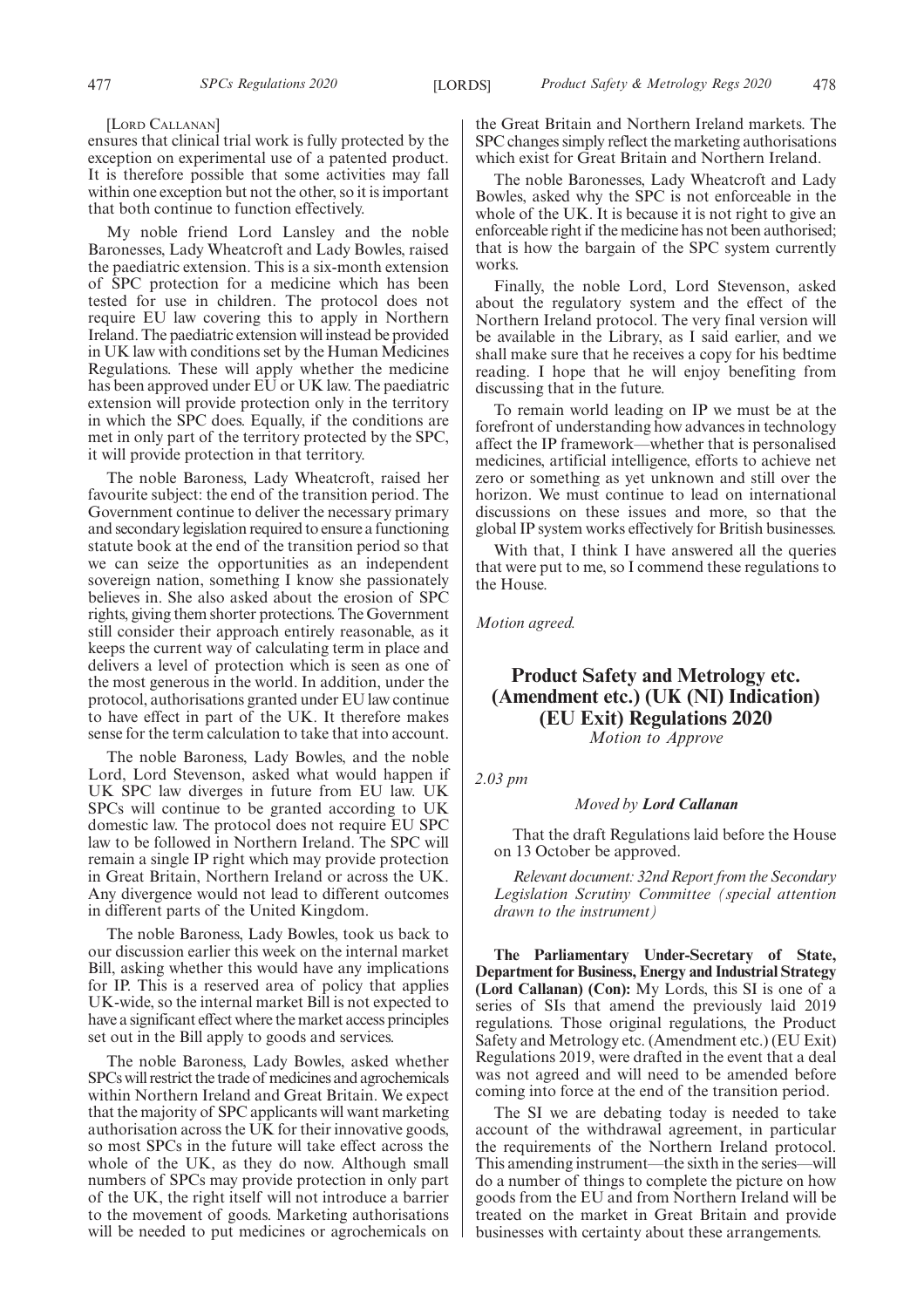[Lord Callanan]

ensures that clinical trial work is fully protected by the exception on experimental use of a patented product. It is therefore possible that some activities may fall within one exception but not the other, so it is important that both continue to function effectively.

My noble friend Lord Lansley and the noble Baronesses, Lady Wheatcroft and Lady Bowles, raised the paediatric extension. This is a six-month extension of SPC protection for a medicine which has been tested for use in children. The protocol does not require EU law covering this to apply in Northern Ireland. The paediatric extension will instead be provided in UK law with conditions set by the Human Medicines Regulations. These will apply whether the medicine has been approved under EU or UK law. The paediatric extension will provide protection only in the territory in which the SPC does. Equally, if the conditions are met in only part of the territory protected by the SPC, it will provide protection in that territory.

The noble Baroness, Lady Wheatcroft, raised her favourite subject: the end of the transition period. The Government continue to deliver the necessary primary and secondary legislation required to ensure a functioning statute book at the end of the transition period so that we can seize the opportunities as an independent sovereign nation, something I know she passionately believes in. She also asked about the erosion of SPC rights, giving them shorter protections. The Government still consider their approach entirely reasonable, as it keeps the current way of calculating term in place and delivers a level of protection which is seen as one of the most generous in the world. In addition, under the protocol, authorisations granted under EU law continue to have effect in part of the UK. It therefore makes sense for the term calculation to take that into account.

The noble Baroness, Lady Bowles, and the noble Lord, Lord Stevenson, asked what would happen if UK SPC law diverges in future from EU law. UK SPCs will continue to be granted according to UK domestic law. The protocol does not require EU SPC law to be followed in Northern Ireland. The SPC will remain a single IP right which may provide protection in Great Britain, Northern Ireland or across the UK. Any divergence would not lead to different outcomes in different parts of the United Kingdom.

The noble Baroness, Lady Bowles, took us back to our discussion earlier this week on the internal market Bill, asking whether this would have any implications for IP. This is a reserved area of policy that applies UK-wide, so the internal market Bill is not expected to have a significant effect where the market access principles set out in the Bill apply to goods and services.

The noble Baroness, Lady Bowles, asked whether SPCs will restrict the trade of medicines and agrochemicals within Northern Ireland and Great Britain. We expect that the majority of SPC applicants will want marketing authorisation across the UK for their innovative goods, so most SPCs in the future will take effect across the whole of the UK, as they do now. Although small numbers of SPCs may provide protection in only part of the UK, the right itself will not introduce a barrier to the movement of goods. Marketing authorisations will be needed to put medicines or agrochemicals on the Great Britain and Northern Ireland markets. The SPC changes simply reflect the marketing authorisations which exist for Great Britain and Northern Ireland.

The noble Baronesses, Lady Wheatcroft and Lady Bowles, asked why the SPC is not enforceable in the whole of the UK. It is because it is not right to give an enforceable right if the medicine has not been authorised; that is how the bargain of the SPC system currently works.

Finally, the noble Lord, Lord Stevenson, asked about the regulatory system and the effect of the Northern Ireland protocol. The very final version will be available in the Library, as I said earlier, and we shall make sure that he receives a copy for his bedtime reading. I hope that he will enjoy benefiting from discussing that in the future.

To remain world leading on IP we must be at the forefront of understanding how advances in technology affect the IP framework—whether that is personalised medicines, artificial intelligence, efforts to achieve net zero or something as yet unknown and still over the horizon. We must continue to lead on international discussions on these issues and more, so that the global IP system works effectively for British businesses.

With that, I think I have answered all the queries that were put to me, so I commend these regulations to the House.

*Motion agreed.*

## Product Safety and Metrology etc. (Amendment etc.) (UK (NI) Indication) (EU Exit) Regulations 2020

*Motion to Approve*

*2.03 pm*

*Moved by **Lord Callanan***

That the draft Regulations laid before the House on 13 October be approved.

*Relevant document: 32nd Report from the Secondary Legislation Scrutiny Committee (special attention drawn to the instrument)*

**The Parliamentary Under-Secretary of State, Department for Business, Energy and Industrial Strategy (Lord Callanan) (Con):** My Lords, this SI is one of a series of SIs that amend the previously laid 2019 regulations. Those original regulations, the Product Safety and Metrology etc. (Amendment etc.) (EU Exit) Regulations 2019, were drafted in the event that a deal was not agreed and will need to be amended before coming into force at the end of the transition period.

The SI we are debating today is needed to take account of the withdrawal agreement, in particular the requirements of the Northern Ireland protocol. This amending instrument—the sixth in the series—will do a number of things to complete the picture on how goods from the EU and from Northern Ireland will be treated on the market in Great Britain and provide businesses with certainty about these arrangements.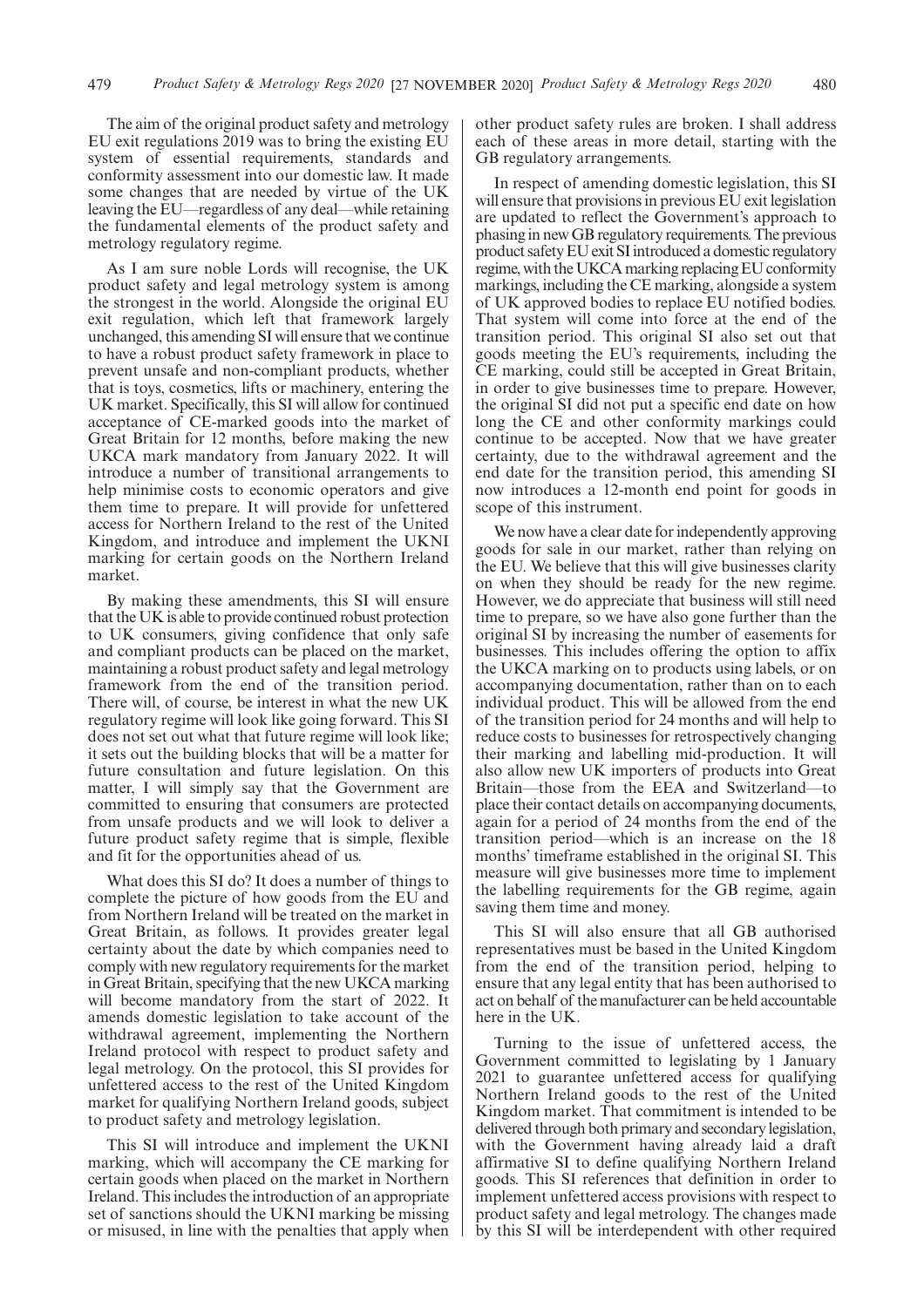The aim of the original product safety and metrology EU exit regulations 2019 was to bring the existing EU system of essential requirements, standards and conformity assessment into our domestic law. It made some changes that are needed by virtue of the UK leaving the EU—regardless of any deal—while retaining the fundamental elements of the product safety and metrology regulatory regime.

As I am sure noble Lords will recognise, the UK product safety and legal metrology system is among the strongest in the world. Alongside the original EU exit regulation, which left that framework largely unchanged, this amending SI will ensure that we continue to have a robust product safety framework in place to prevent unsafe and non-compliant products, whether that is toys, cosmetics, lifts or machinery, entering the UK market. Specifically, this SI will allow for continued acceptance of CE-marked goods into the market of Great Britain for 12 months, before making the new UKCA mark mandatory from January 2022. It will introduce a number of transitional arrangements to help minimise costs to economic operators and give them time to prepare. It will provide for unfettered access for Northern Ireland to the rest of the United Kingdom, and introduce and implement the UKNI marking for certain goods on the Northern Ireland market.

By making these amendments, this SI will ensure that the UK is able to provide continued robust protection to UK consumers, giving confidence that only safe and compliant products can be placed on the market, maintaining a robust product safety and legal metrology framework from the end of the transition period. There will, of course, be interest in what the new UK regulatory regime will look like going forward. This SI does not set out what that future regime will look like; it sets out the building blocks that will be a matter for future consultation and future legislation. On this matter, I will simply say that the Government are committed to ensuring that consumers are protected from unsafe products and we will look to deliver a future product safety regime that is simple, flexible and fit for the opportunities ahead of us.

What does this SI do? It does a number of things to complete the picture of how goods from the EU and from Northern Ireland will be treated on the market in Great Britain, as follows. It provides greater legal certainty about the date by which companies need to comply with new regulatory requirements for the market in Great Britain, specifying that the new UKCA marking will become mandatory from the start of 2022. It amends domestic legislation to take account of the withdrawal agreement, implementing the Northern Ireland protocol with respect to product safety and legal metrology. On the protocol, this SI provides for unfettered access to the rest of the United Kingdom market for qualifying Northern Ireland goods, subject to product safety and metrology legislation.

This SI will introduce and implement the UKNI marking, which will accompany the CE marking for certain goods when placed on the market in Northern Ireland. This includes the introduction of an appropriate set of sanctions should the UKNI marking be missing or misused, in line with the penalties that apply when other product safety rules are broken. I shall address each of these areas in more detail, starting with the GB regulatory arrangements.

In respect of amending domestic legislation, this SI will ensure that provisions in previous EU exit legislation are updated to reflect the Government's approach to phasing in new GB regulatory requirements. The previous product safety EU exit SI introduced a domestic regulatory regime, with the UKCA marking replacing EU conformity markings, including the CE marking, alongside a system of UK approved bodies to replace EU notified bodies. That system will come into force at the end of the transition period. This original SI also set out that goods meeting the EU's requirements, including the CE marking, could still be accepted in Great Britain, in order to give businesses time to prepare. However, the original SI did not put a specific end date on how long the CE and other conformity markings could continue to be accepted. Now that we have greater certainty, due to the withdrawal agreement and the end date for the transition period, this amending SI now introduces a 12-month end point for goods in scope of this instrument.

We now have a clear date for independently approving goods for sale in our market, rather than relying on the EU. We believe that this will give businesses clarity on when they should be ready for the new regime. However, we do appreciate that business will still need time to prepare, so we have also gone further than the original SI by increasing the number of easements for businesses. This includes offering the option to affix the UKCA marking on to products using labels, or on accompanying documentation, rather than on to each individual product. This will be allowed from the end of the transition period for 24 months and will help to reduce costs to businesses for retrospectively changing their marking and labelling mid-production. It will also allow new UK importers of products into Great Britain—those from the EEA and Switzerland—to place their contact details on accompanying documents, again for a period of 24 months from the end of the transition period—which is an increase on the 18 months' timeframe established in the original SI. This measure will give businesses more time to implement the labelling requirements for the GB regime, again saving them time and money.

This SI will also ensure that all GB authorised representatives must be based in the United Kingdom from the end of the transition period, helping to ensure that any legal entity that has been authorised to act on behalf of the manufacturer can be held accountable here in the UK.

Turning to the issue of unfettered access, the Government committed to legislating by 1 January 2021 to guarantee unfettered access for qualifying Northern Ireland goods to the rest of the United Kingdom market. That commitment is intended to be delivered through both primary and secondary legislation, with the Government having already laid a draft affirmative SI to define qualifying Northern Ireland goods. This SI references that definition in order to implement unfettered access provisions with respect to product safety and legal metrology. The changes made by this SI will be interdependent with other required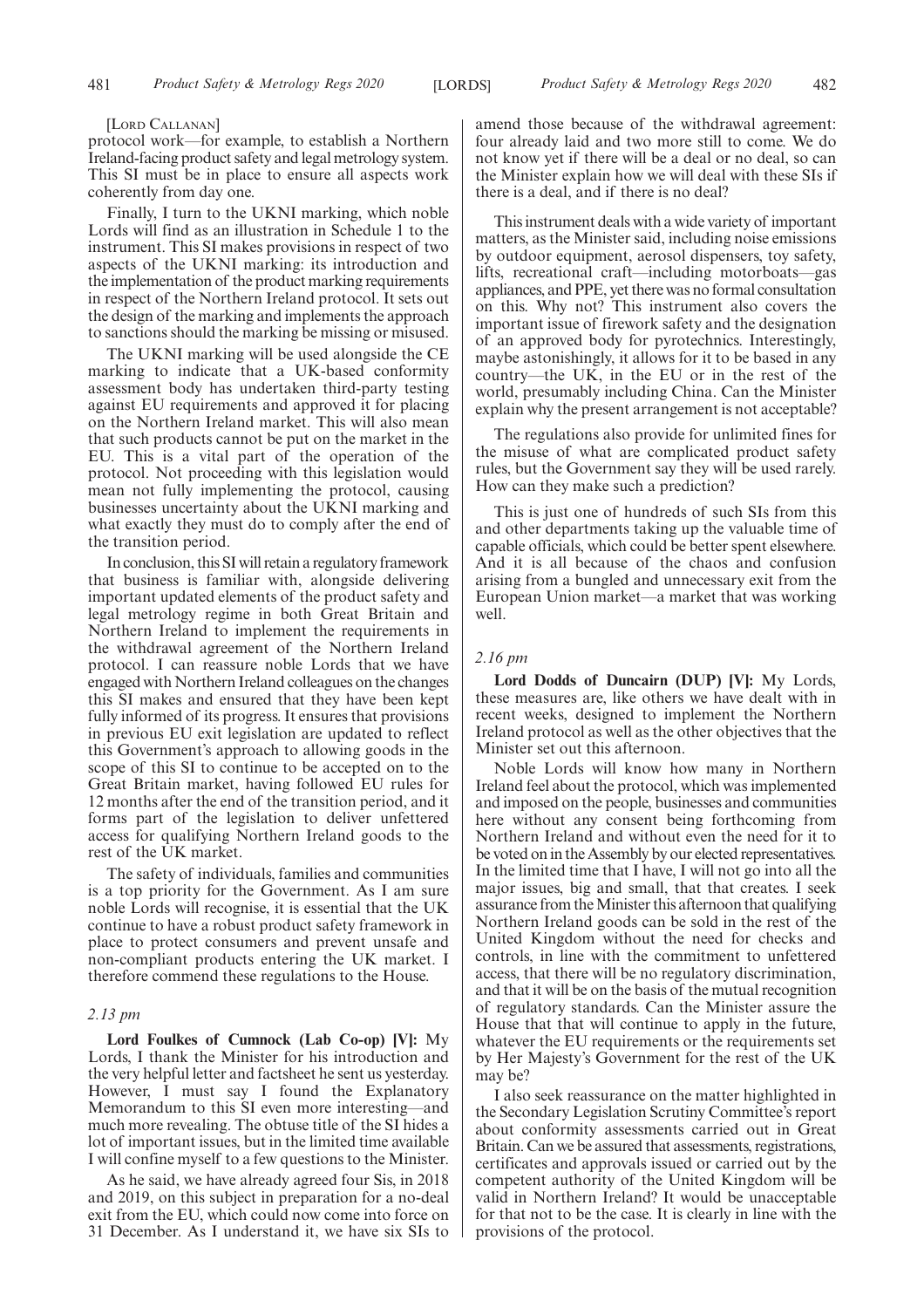[Lord Callanan]

protocol work—for example, to establish a Northern Ireland-facing product safety and legal metrology system. This SI must be in place to ensure all aspects work coherently from day one.

Finally, I turn to the UKNI marking, which noble Lords will find as an illustration in Schedule 1 to the instrument. This SI makes provisions in respect of two aspects of the UKNI marking: its introduction and the implementation of the product marking requirements in respect of the Northern Ireland protocol. It sets out the design of the marking and implements the approach to sanctions should the marking be missing or misused.

The UKNI marking will be used alongside the CE marking to indicate that a UK-based conformity assessment body has undertaken third-party testing against EU requirements and approved it for placing on the Northern Ireland market. This will also mean that such products cannot be put on the market in the EU. This is a vital part of the operation of the protocol. Not proceeding with this legislation would mean not fully implementing the protocol, causing businesses uncertainty about the UKNI marking and what exactly they must do to comply after the end of the transition period.

In conclusion, this SI will retain a regulatory framework that business is familiar with, alongside delivering important updated elements of the product safety and legal metrology regime in both Great Britain and Northern Ireland to implement the requirements in the withdrawal agreement of the Northern Ireland protocol. I can reassure noble Lords that we have engaged with Northern Ireland colleagues on the changes this SI makes and ensured that they have been kept fully informed of its progress. It ensures that provisions in previous EU exit legislation are updated to reflect this Government's approach to allowing goods in the scope of this SI to continue to be accepted on to the Great Britain market, having followed EU rules for 12 months after the end of the transition period, and it forms part of the legislation to deliver unfettered access for qualifying Northern Ireland goods to the rest of the UK market.

The safety of individuals, families and communities is a top priority for the Government. As I am sure noble Lords will recognise, it is essential that the UK continue to have a robust product safety framework in place to protect consumers and prevent unsafe and non-compliant products entering the UK market. I therefore commend these regulations to the House.

*2.13 pm*

**Lord Foulkes of Cumnock (Lab Co-op) [V]:** My Lords, I thank the Minister for his introduction and the very helpful letter and factsheet he sent us yesterday. However, I must say I found the Explanatory Memorandum to this SI even more interesting—and much more revealing. The obtuse title of the SI hides a lot of important issues, but in the limited time available I will confine myself to a few questions to the Minister.

As he said, we have already agreed four Sis, in 2018 and 2019, on this subject in preparation for a no-deal exit from the EU, which could now come into force on 31 December. As I understand it, we have six SIs to amend those because of the withdrawal agreement: four already laid and two more still to come. We do not know yet if there will be a deal or no deal, so can the Minister explain how we will deal with these SIs if there is a deal, and if there is no deal?

This instrument deals with a wide variety of important matters, as the Minister said, including noise emissions by outdoor equipment, aerosol dispensers, toy safety, lifts, recreational craft—including motorboats—gas appliances, and PPE, yet there was no formal consultation on this. Why not? This instrument also covers the important issue of firework safety and the designation of an approved body for pyrotechnics. Interestingly, maybe astonishingly, it allows for it to be based in any country—the UK, in the EU or in the rest of the world, presumably including China. Can the Minister explain why the present arrangement is not acceptable?

The regulations also provide for unlimited fines for the misuse of what are complicated product safety rules, but the Government say they will be used rarely. How can they make such a prediction?

This is just one of hundreds of such SIs from this and other departments taking up the valuable time of capable officials, which could be better spent elsewhere. And it is all because of the chaos and confusion arising from a bungled and unnecessary exit from the European Union market—a market that was working well.

*2.16 pm*

**Lord Dodds of Duncairn (DUP) [V]:** My Lords, these measures are, like others we have dealt with in recent weeks, designed to implement the Northern Ireland protocol as well as the other objectives that the Minister set out this afternoon.

Noble Lords will know how many in Northern Ireland feel about the protocol, which was implemented and imposed on the people, businesses and communities here without any consent being forthcoming from Northern Ireland and without even the need for it to be voted on in the Assembly by our elected representatives. In the limited time that I have, I will not go into all the major issues, big and small, that that creates. I seek assurance from the Minister this afternoon that qualifying Northern Ireland goods can be sold in the rest of the United Kingdom without the need for checks and controls, in line with the commitment to unfettered access, that there will be no regulatory discrimination, and that it will be on the basis of the mutual recognition of regulatory standards. Can the Minister assure the House that that will continue to apply in the future, whatever the EU requirements or the requirements set by Her Majesty's Government for the rest of the UK may be?

I also seek reassurance on the matter highlighted in the Secondary Legislation Scrutiny Committee's report about conformity assessments carried out in Great Britain. Can we be assured that assessments, registrations, certificates and approvals issued or carried out by the competent authority of the United Kingdom will be valid in Northern Ireland? It would be unacceptable for that not to be the case. It is clearly in line with the provisions of the protocol.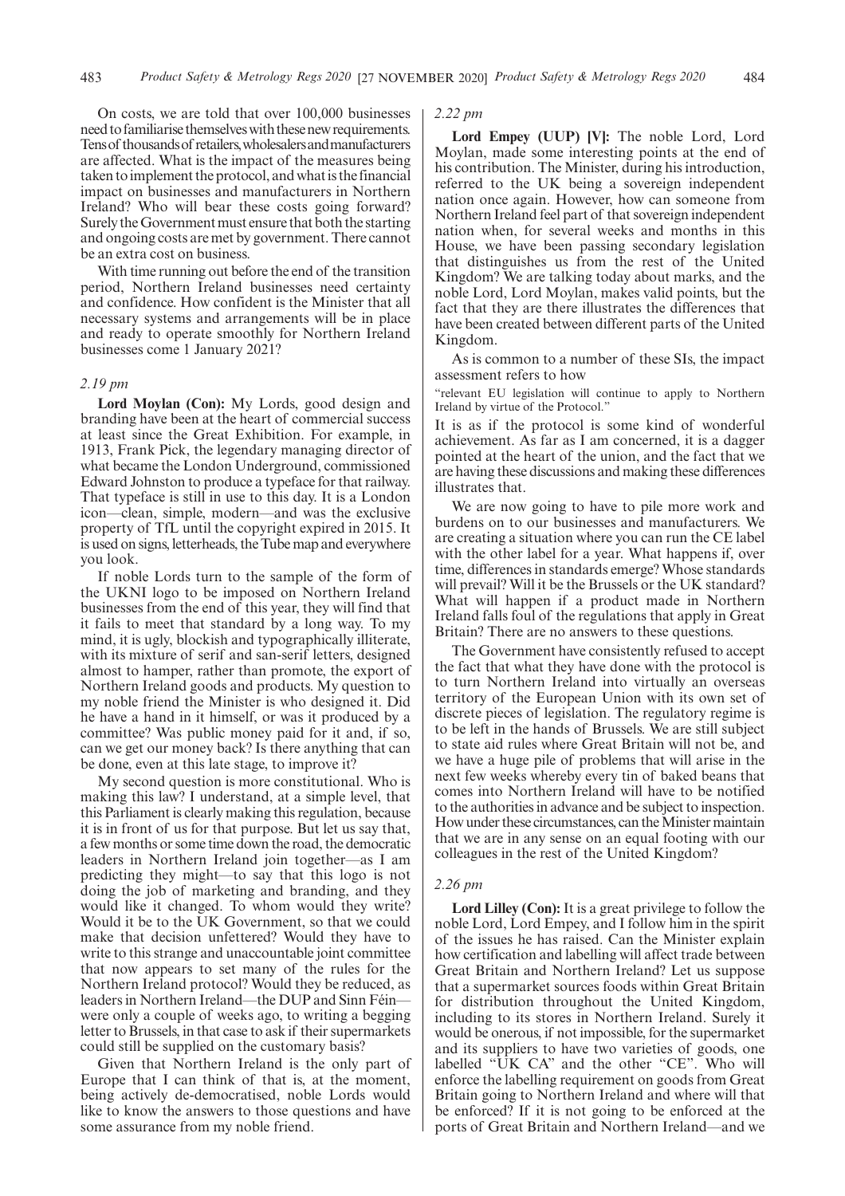On costs, we are told that over 100,000 businesses need to familiarise themselves with these new requirements. Tens of thousands of retailers, wholesalers and manufacturers are affected. What is the impact of the measures being taken to implement the protocol, and what is the financial impact on businesses and manufacturers in Northern Ireland? Who will bear these costs going forward? Surely the Government must ensure that both the starting and ongoing costs are met by government. There cannot be an extra cost on business.

With time running out before the end of the transition period, Northern Ireland businesses need certainty and confidence. How confident is the Minister that all necessary systems and arrangements will be in place and ready to operate smoothly for Northern Ireland businesses come 1 January 2021?

*2.19 pm*

**Lord Moylan (Con):** My Lords, good design and branding have been at the heart of commercial success at least since the Great Exhibition. For example, in 1913, Frank Pick, the legendary managing director of what became the London Underground, commissioned Edward Johnston to produce a typeface for that railway. That typeface is still in use to this day. It is a London icon—clean, simple, modern—and was the exclusive property of TfL until the copyright expired in 2015. It is used on signs, letterheads, the Tube map and everywhere you look.

If noble Lords turn to the sample of the form of the UKNI logo to be imposed on Northern Ireland businesses from the end of this year, they will find that it fails to meet that standard by a long way. To my mind, it is ugly, blockish and typographically illiterate, with its mixture of serif and san-serif letters, designed almost to hamper, rather than promote, the export of Northern Ireland goods and products. My question to my noble friend the Minister is who designed it. Did he have a hand in it himself, or was it produced by a committee? Was public money paid for it and, if so, can we get our money back? Is there anything that can be done, even at this late stage, to improve it?

My second question is more constitutional. Who is making this law? I understand, at a simple level, that this Parliament is clearly making this regulation, because it is in front of us for that purpose. But let us say that, a few months or some time down the road, the democratic leaders in Northern Ireland join together—as I am predicting they might—to say that this logo is not doing the job of marketing and branding, and they would like it changed. To whom would they write? Would it be to the UK Government, so that we could make that decision unfettered? Would they have to write to this strange and unaccountable joint committee that now appears to set many of the rules for the Northern Ireland protocol? Would they be reduced, as leaders in Northern Ireland—the DUP and Sinn Féin—were only a couple of weeks ago, to writing a begging letter to Brussels, in that case to ask if their supermarkets could still be supplied on the customary basis?

Given that Northern Ireland is the only part of Europe that I can think of that is, at the moment, being actively de-democratised, noble Lords would like to know the answers to those questions and have some assurance from my noble friend.

*2.22 pm*

**Lord Empey (UUP) [V]:** The noble Lord, Lord Moylan, made some interesting points at the end of his contribution. The Minister, during his introduction, referred to the UK being a sovereign independent nation once again. However, how can someone from Northern Ireland feel part of that sovereign independent nation when, for several weeks and months in this House, we have been passing secondary legislation that distinguishes us from the rest of the United Kingdom? We are talking today about marks, and the noble Lord, Lord Moylan, makes valid points, but the fact that they are there illustrates the differences that have been created between different parts of the United Kingdom.

As is common to a number of these SIs, the impact assessment refers to how

"relevant EU legislation will continue to apply to Northern Ireland by virtue of the Protocol."

It is as if the protocol is some kind of wonderful achievement. As far as I am concerned, it is a dagger pointed at the heart of the union, and the fact that we are having these discussions and making these differences illustrates that.

We are now going to have to pile more work and burdens on to our businesses and manufacturers. We are creating a situation where you can run the CE label with the other label for a year. What happens if, over time, differences in standards emerge? Whose standards will prevail? Will it be the Brussels or the UK standard? What will happen if a product made in Northern Ireland falls foul of the regulations that apply in Great Britain? There are no answers to these questions.

The Government have consistently refused to accept the fact that what they have done with the protocol is to turn Northern Ireland into virtually an overseas territory of the European Union with its own set of discrete pieces of legislation. The regulatory regime is to be left in the hands of Brussels. We are still subject to state aid rules where Great Britain will not be, and we have a huge pile of problems that will arise in the next few weeks whereby every tin of baked beans that comes into Northern Ireland will have to be notified to the authorities in advance and be subject to inspection. How under these circumstances, can the Minister maintain that we are in any sense on an equal footing with our colleagues in the rest of the United Kingdom?

*2.26 pm*

**Lord Lilley (Con):** It is a great privilege to follow the noble Lord, Lord Empey, and I follow him in the spirit of the issues he has raised. Can the Minister explain how certification and labelling will affect trade between Great Britain and Northern Ireland? Let us suppose that a supermarket sources foods within Great Britain for distribution throughout the United Kingdom, including to its stores in Northern Ireland. Surely it would be onerous, if not impossible, for the supermarket and its suppliers to have two varieties of goods, one labelled "UK CA" and the other "CE". Who will enforce the labelling requirement on goods from Great Britain going to Northern Ireland and where will that be enforced? If it is not going to be enforced at the ports of Great Britain and Northern Ireland—and we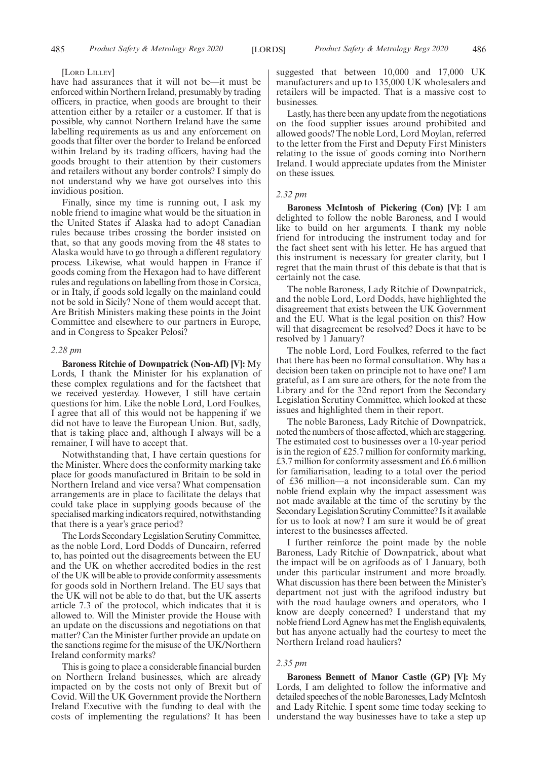[Lord Lilley]

have had assurances that it will not be—it must be enforced within Northern Ireland, presumably by trading officers, in practice, when goods are brought to their attention either by a retailer or a customer. If that is possible, why cannot Northern Ireland have the same labelling requirements as us and any enforcement on goods that filter over the border to Ireland be enforced within Ireland by its trading officers, having had the goods brought to their attention by their customers and retailers without any border controls? I simply do not understand why we have got ourselves into this invidious position.

Finally, since my time is running out, I ask my noble friend to imagine what would be the situation in the United States if Alaska had to adopt Canadian rules because tribes crossing the border insisted on that, so that any goods moving from the 48 states to Alaska would have to go through a different regulatory process. Likewise, what would happen in France if goods coming from the Hexagon had to have different rules and regulations on labelling from those in Corsica, or in Italy, if goods sold legally on the mainland could not be sold in Sicily? None of them would accept that. Are British Ministers making these points in the Joint Committee and elsewhere to our partners in Europe, and in Congress to Speaker Pelosi?

*2.28 pm*

**Baroness Ritchie of Downpatrick (Non-Afl) [V]:** My Lords, I thank the Minister for his explanation of these complex regulations and for the factsheet that we received yesterday. However, I still have certain questions for him. Like the noble Lord, Lord Foulkes, I agree that all of this would not be happening if we did not have to leave the European Union. But, sadly, that is taking place and, although I always will be a remainer, I will have to accept that.

Notwithstanding that, I have certain questions for the Minister. Where does the conformity marking take place for goods manufactured in Britain to be sold in Northern Ireland and vice versa? What compensation arrangements are in place to facilitate the delays that could take place in supplying goods because of the specialised marking indicators required, notwithstanding that there is a year's grace period?

The Lords Secondary Legislation Scrutiny Committee, as the noble Lord, Lord Dodds of Duncairn, referred to, has pointed out the disagreements between the EU and the UK on whether accredited bodies in the rest of the UK will be able to provide conformity assessments for goods sold in Northern Ireland. The EU says that the UK will not be able to do that, but the UK asserts article 7.3 of the protocol, which indicates that it is allowed to. Will the Minister provide the House with an update on the discussions and negotiations on that matter? Can the Minister further provide an update on the sanctions regime for the misuse of the UK/Northern Ireland conformity marks?

This is going to place a considerable financial burden on Northern Ireland businesses, which are already impacted on by the costs not only of Brexit but of Covid. Will the UK Government provide the Northern Ireland Executive with the funding to deal with the costs of implementing the regulations? It has been suggested that between 10,000 and 17,000 UK manufacturers and up to 135,000 UK wholesalers and retailers will be impacted. That is a massive cost to businesses.

Lastly, has there been any update from the negotiations on the food supplier issues around prohibited and allowed goods? The noble Lord, Lord Moylan, referred to the letter from the First and Deputy First Ministers relating to the issue of goods coming into Northern Ireland. I would appreciate updates from the Minister on these issues.

*2.32 pm*

**Baroness McIntosh of Pickering (Con) [V]:** I am delighted to follow the noble Baroness, and I would like to build on her arguments. I thank my noble friend for introducing the instrument today and for the fact sheet sent with his letter. He has argued that this instrument is necessary for greater clarity, but I regret that the main thrust of this debate is that that is certainly not the case.

The noble Baroness, Lady Ritchie of Downpatrick, and the noble Lord, Lord Dodds, have highlighted the disagreement that exists between the UK Government and the EU. What is the legal position on this? How will that disagreement be resolved? Does it have to be resolved by 1 January?

The noble Lord, Lord Foulkes, referred to the fact that there has been no formal consultation. Why has a decision been taken on principle not to have one? I am grateful, as I am sure are others, for the note from the Library and for the 32nd report from the Secondary Legislation Scrutiny Committee, which looked at these issues and highlighted them in their report.

The noble Baroness, Lady Ritchie of Downpatrick, noted the numbers of those affected, which are staggering. The estimated cost to businesses over a 10-year period is in the region of £25.7 million for conformity marking, £3.7 million for conformity assessment and £6.6 million for familiarisation, leading to a total over the period of £36 million—a not inconsiderable sum. Can my noble friend explain why the impact assessment was not made available at the time of the scrutiny by the Secondary Legislation Scrutiny Committee? Is it available for us to look at now? I am sure it would be of great interest to the businesses affected.

I further reinforce the point made by the noble Baroness, Lady Ritchie of Downpatrick, about what the impact will be on agrifoods as of 1 January, both under this particular instrument and more broadly. What discussion has there been between the Minister's department not just with the agrifood industry but with the road haulage owners and operators, who I know are deeply concerned? I understand that my noble friend Lord Agnew has met the English equivalents, but has anyone actually had the courtesy to meet the Northern Ireland road hauliers?

*2.35 pm*

**Baroness Bennett of Manor Castle (GP) [V]:** My Lords, I am delighted to follow the informative and detailed speeches of the noble Baronesses, Lady McIntosh and Lady Ritchie. I spent some time today seeking to understand the way businesses have to take a step up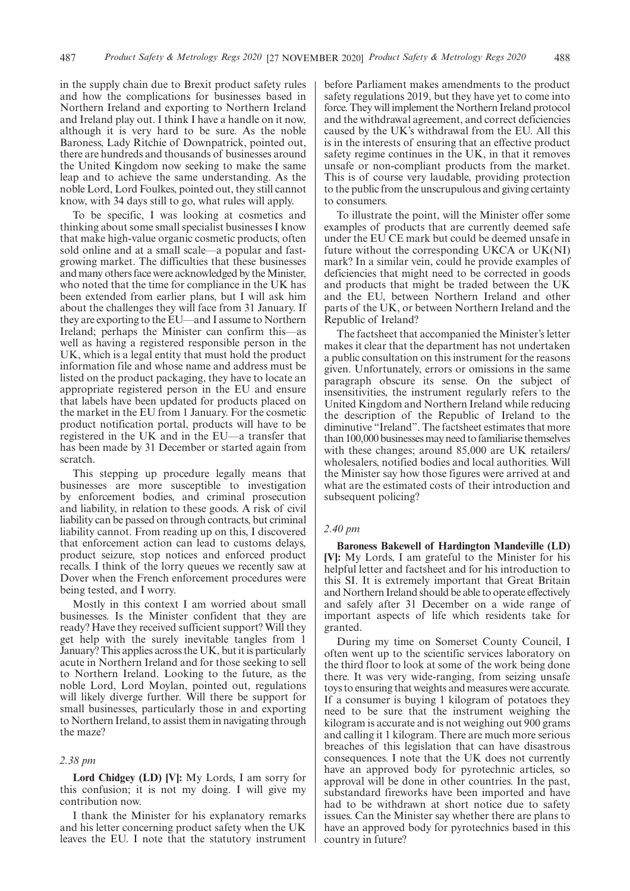in the supply chain due to Brexit product safety rules and how the complications for businesses based in Northern Ireland and exporting to Northern Ireland and Ireland play out. I think I have a handle on it now, although it is very hard to be sure. As the noble Baroness, Lady Ritchie of Downpatrick, pointed out, there are hundreds and thousands of businesses around the United Kingdom now seeking to make the same leap and to achieve the same understanding. As the noble Lord, Lord Foulkes, pointed out, they still cannot know, with 34 days still to go, what rules will apply.

To be specific, I was looking at cosmetics and thinking about some small specialist businesses I know that make high-value organic cosmetic products, often sold online and at a small scale—a popular and fast-growing market. The difficulties that these businesses and many others face were acknowledged by the Minister, who noted that the time for compliance in the UK has been extended from earlier plans, but I will ask him about the challenges they will face from 31 January. If they are exporting to the EU—and I assume to Northern Ireland; perhaps the Minister can confirm this—as well as having a registered responsible person in the UK, which is a legal entity that must hold the product information file and whose name and address must be listed on the product packaging, they have to locate an appropriate registered person in the EU and ensure that labels have been updated for products placed on the market in the EU from 1 January. For the cosmetic product notification portal, products will have to be registered in the UK and in the EU—a transfer that has been made by 31 December or started again from scratch.

This stepping up procedure legally means that businesses are more susceptible to investigation by enforcement bodies, and criminal prosecution and liability, in relation to these goods. A risk of civil liability can be passed on through contracts, but criminal liability cannot. From reading up on this, I discovered that enforcement action can lead to customs delays, product seizure, stop notices and enforced product recalls. I think of the lorry queues we recently saw at Dover when the French enforcement procedures were being tested, and I worry.

Mostly in this context I am worried about small businesses. Is the Minister confident that they are ready? Have they received sufficient support? Will they get help with the surely inevitable tangles from 1 January? This applies across the UK, but it is particularly acute in Northern Ireland and for those seeking to sell to Northern Ireland. Looking to the future, as the noble Lord, Lord Moylan, pointed out, regulations will likely diverge further. Will there be support for small businesses, particularly those in and exporting to Northern Ireland, to assist them in navigating through the maze?

*2.38 pm*

**Lord Chidgey (LD) [V]:** My Lords, I am sorry for this confusion; it is not my doing. I will give my contribution now.

I thank the Minister for his explanatory remarks and his letter concerning product safety when the UK leaves the EU. I note that the statutory instrument before Parliament makes amendments to the product safety regulations 2019, but they have yet to come into force. They will implement the Northern Ireland protocol and the withdrawal agreement, and correct deficiencies caused by the UK's withdrawal from the EU. All this is in the interests of ensuring that an effective product safety regime continues in the UK, in that it removes unsafe or non-compliant products from the market. This is of course very laudable, providing protection to the public from the unscrupulous and giving certainty to consumers.

To illustrate the point, will the Minister offer some examples of products that are currently deemed safe under the EU CE mark but could be deemed unsafe in future without the corresponding UKCA or UK(NI) mark? In a similar vein, could he provide examples of deficiencies that might need to be corrected in goods and products that might be traded between the UK and the EU, between Northern Ireland and other parts of the UK, or between Northern Ireland and the Republic of Ireland?

The factsheet that accompanied the Minister's letter makes it clear that the department has not undertaken a public consultation on this instrument for the reasons given. Unfortunately, errors or omissions in the same paragraph obscure its sense. On the subject of insensitivities, the instrument regularly refers to the United Kingdom and Northern Ireland while reducing the description of the Republic of Ireland to the diminutive "Ireland". The factsheet estimates that more than 100,000 businesses may need to familiarise themselves with these changes; around 85,000 are UK retailers/wholesalers, notified bodies and local authorities. Will the Minister say how those figures were arrived at and what are the estimated costs of their introduction and subsequent policing?

*2.40 pm*

**Baroness Bakewell of Hardington Mandeville (LD) [V]:** My Lords, I am grateful to the Minister for his helpful letter and factsheet and for his introduction to this SI. It is extremely important that Great Britain and Northern Ireland should be able to operate effectively and safely after 31 December on a wide range of important aspects of life which residents take for granted.

During my time on Somerset County Council, I often went up to the scientific services laboratory on the third floor to look at some of the work being done there. It was very wide-ranging, from seizing unsafe toys to ensuring that weights and measures were accurate. If a consumer is buying 1 kilogram of potatoes they need to be sure that the instrument weighing the kilogram is accurate and is not weighing out 900 grams and calling it 1 kilogram. There are much more serious breaches of this legislation that can have disastrous consequences. I note that the UK does not currently have an approved body for pyrotechnic articles, so approval will be done in other countries. In the past, substandard fireworks have been imported and have had to be withdrawn at short notice due to safety issues. Can the Minister say whether there are plans to have an approved body for pyrotechnics based in this country in future?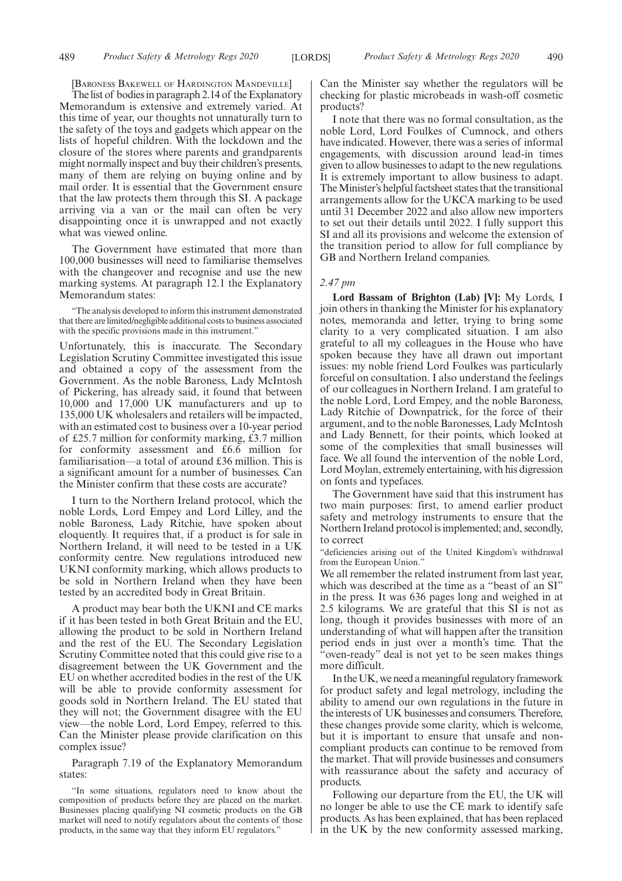[BARONESS BAKEWELL OF HARDINGTON MANDEVILLE]

The list of bodies in paragraph 2.14 of the Explanatory Memorandum is extensive and extremely varied. At this time of year, our thoughts not unnaturally turn to the safety of the toys and gadgets which appear on the lists of hopeful children. With the lockdown and the closure of the stores where parents and grandparents might normally inspect and buy their children's presents, many of them are relying on buying online and by mail order. It is essential that the Government ensure that the law protects them through this SI. A package arriving via a van or the mail can often be very disappointing once it is unwrapped and not exactly what was viewed online.

The Government have estimated that more than 100,000 businesses will need to familiarise themselves with the changeover and recognise and use the new marking systems. At paragraph 12.1 the Explanatory Memorandum states:

"The analysis developed to inform this instrument demonstrated that there are limited/negligible additional costs to business associated with the specific provisions made in this instrument."

Unfortunately, this is inaccurate. The Secondary Legislation Scrutiny Committee investigated this issue and obtained a copy of the assessment from the Government. As the noble Baroness, Lady McIntosh of Pickering, has already said, it found that between 10,000 and 17,000 UK manufacturers and up to 135,000 UK wholesalers and retailers will be impacted, with an estimated cost to business over a 10-year period of £25.7 million for conformity marking, £3.7 million for conformity assessment and £6.6 million for familiarisation—a total of around £36 million. This is a significant amount for a number of businesses. Can the Minister confirm that these costs are accurate?

I turn to the Northern Ireland protocol, which the noble Lords, Lord Empey and Lord Lilley, and the noble Baroness, Lady Ritchie, have spoken about eloquently. It requires that, if a product is for sale in Northern Ireland, it will need to be tested in a UK conformity centre. New regulations introduced new UKNI conformity marking, which allows products to be sold in Northern Ireland when they have been tested by an accredited body in Great Britain.

A product may bear both the UKNI and CE marks if it has been tested in both Great Britain and the EU, allowing the product to be sold in Northern Ireland and the rest of the EU. The Secondary Legislation Scrutiny Committee noted that this could give rise to a disagreement between the UK Government and the EU on whether accredited bodies in the rest of the UK will be able to provide conformity assessment for goods sold in Northern Ireland. The EU stated that they will not; the Government disagree with the EU view—the noble Lord, Lord Empey, referred to this. Can the Minister please provide clarification on this complex issue?

Paragraph 7.19 of the Explanatory Memorandum states:

"In some situations, regulators need to know about the composition of products before they are placed on the market. Businesses placing qualifying NI cosmetic products on the GB market will need to notify regulators about the contents of those products, in the same way that they inform EU regulators."

Can the Minister say whether the regulators will be checking for plastic microbeads in wash-off cosmetic products?

I note that there was no formal consultation, as the noble Lord, Lord Foulkes of Cumnock, and others have indicated. However, there was a series of informal engagements, with discussion around lead-in times given to allow businesses to adapt to the new regulations. It is extremely important to allow business to adapt. The Minister's helpful factsheet states that the transitional arrangements allow for the UKCA marking to be used until 31 December 2022 and also allow new importers to set out their details until 2022. I fully support this SI and all its provisions and welcome the extension of the transition period to allow for full compliance by GB and Northern Ireland companies.

*2.47 pm*

**Lord Bassam of Brighton (Lab) [V]:** My Lords, I join others in thanking the Minister for his explanatory notes, memoranda and letter, trying to bring some clarity to a very complicated situation. I am also grateful to all my colleagues in the House who have spoken because they have all drawn out important issues: my noble friend Lord Foulkes was particularly forceful on consultation. I also understand the feelings of our colleagues in Northern Ireland. I am grateful to the noble Lord, Lord Empey, and the noble Baroness, Lady Ritchie of Downpatrick, for the force of their argument, and to the noble Baronesses, Lady McIntosh and Lady Bennett, for their points, which looked at some of the complexities that small businesses will face. We all found the intervention of the noble Lord, Lord Moylan, extremely entertaining, with his digression on fonts and typefaces.

The Government have said that this instrument has two main purposes: first, to amend earlier product safety and metrology instruments to ensure that the Northern Ireland protocol is implemented; and, secondly, to correct

"deficiencies arising out of the United Kingdom's withdrawal from the European Union."

We all remember the related instrument from last year, which was described at the time as a "beast of an SI" in the press. It was 636 pages long and weighed in at 2.5 kilograms. We are grateful that this SI is not as long, though it provides businesses with more of an understanding of what will happen after the transition period ends in just over a month's time. That the "oven-ready" deal is not yet to be seen makes things more difficult.

In the UK, we need a meaningful regulatory framework for product safety and legal metrology, including the ability to amend our own regulations in the future in the interests of UK businesses and consumers. Therefore, these changes provide some clarity, which is welcome, but it is important to ensure that unsafe and non-compliant products can continue to be removed from the market. That will provide businesses and consumers with reassurance about the safety and accuracy of products.

Following our departure from the EU, the UK will no longer be able to use the CE mark to identify safe products. As has been explained, that has been replaced in the UK by the new conformity assessed marking,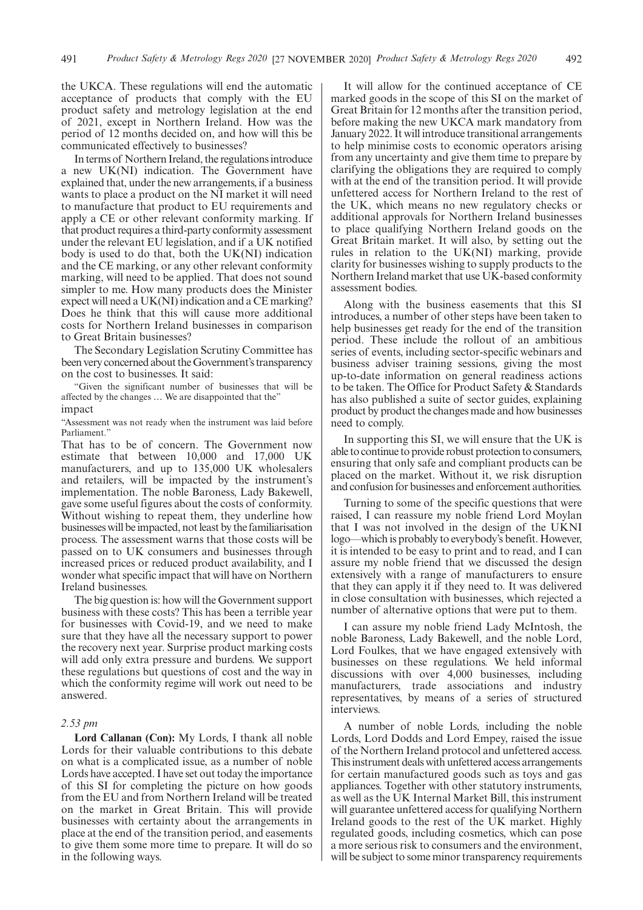the UKCA. These regulations will end the automatic acceptance of products that comply with the EU product safety and metrology legislation at the end of 2021, except in Northern Ireland. How was the period of 12 months decided on, and how will this be communicated effectively to businesses?

In terms of Northern Ireland, the regulations introduce a new UK(NI) indication. The Government have explained that, under the new arrangements, if a business wants to place a product on the NI market it will need to manufacture that product to EU requirements and apply a CE or other relevant conformity marking. If that product requires a third-party conformity assessment under the relevant EU legislation, and if a UK notified body is used to do that, both the UK(NI) indication and the CE marking, or any other relevant conformity marking, will need to be applied. That does not sound simpler to me. How many products does the Minister expect will need a UK(NI) indication and a CE marking? Does he think that this will cause more additional costs for Northern Ireland businesses in comparison to Great Britain businesses?

The Secondary Legislation Scrutiny Committee has been very concerned about the Government's transparency on the cost to businesses. It said:

"Given the significant number of businesses that will be affected by the changes … We are disappointed that the" impact "Assessment was not ready when the instrument was laid before Parliament."

That has to be of concern. The Government now estimate that between 10,000 and 17,000 UK manufacturers, and up to 135,000 UK wholesalers and retailers, will be impacted by the instrument's implementation. The noble Baroness, Lady Bakewell, gave some useful figures about the costs of conformity. Without wishing to repeat them, they underline how businesses will be impacted, not least by the familiarisation process. The assessment warns that those costs will be passed on to UK consumers and businesses through increased prices or reduced product availability, and I wonder what specific impact that will have on Northern Ireland businesses.

The big question is: how will the Government support business with these costs? This has been a terrible year for businesses with Covid-19, and we need to make sure that they have all the necessary support to power the recovery next year. Surprise product marking costs will add only extra pressure and burdens. We support these regulations but questions of cost and the way in which the conformity regime will work out need to be answered.

*2.53 pm*

**Lord Callanan (Con):** My Lords, I thank all noble Lords for their valuable contributions to this debate on what is a complicated issue, as a number of noble Lords have accepted. I have set out today the importance of this SI for completing the picture on how goods from the EU and from Northern Ireland will be treated on the market in Great Britain. This will provide businesses with certainty about the arrangements in place at the end of the transition period, and easements to give them some more time to prepare. It will do so in the following ways.

It will allow for the continued acceptance of CE marked goods in the scope of this SI on the market of Great Britain for 12 months after the transition period, before making the new UKCA mark mandatory from January 2022. It will introduce transitional arrangements to help minimise costs to economic operators arising from any uncertainty and give them time to prepare by clarifying the obligations they are required to comply with at the end of the transition period. It will provide unfettered access for Northern Ireland to the rest of the UK, which means no new regulatory checks or additional approvals for Northern Ireland businesses to place qualifying Northern Ireland goods on the Great Britain market. It will also, by setting out the rules in relation to the UK(NI) marking, provide clarity for businesses wishing to supply products to the Northern Ireland market that use UK-based conformity assessment bodies.

Along with the business easements that this SI introduces, a number of other steps have been taken to help businesses get ready for the end of the transition period. These include the rollout of an ambitious series of events, including sector-specific webinars and business adviser training sessions, giving the most up-to-date information on general readiness actions to be taken. The Office for Product Safety & Standards has also published a suite of sector guides, explaining product by product the changes made and how businesses need to comply.

In supporting this SI, we will ensure that the UK is able to continue to provide robust protection to consumers, ensuring that only safe and compliant products can be placed on the market. Without it, we risk disruption and confusion for businesses and enforcement authorities.

Turning to some of the specific questions that were raised, I can reassure my noble friend Lord Moylan that I was not involved in the design of the UKNI logo—which is probably to everybody's benefit. However, it is intended to be easy to print and to read, and I can assure my noble friend that we discussed the design extensively with a range of manufacturers to ensure that they can apply it if they need to. It was delivered in close consultation with businesses, which rejected a number of alternative options that were put to them.

I can assure my noble friend Lady McIntosh, the noble Baroness, Lady Bakewell, and the noble Lord, Lord Foulkes, that we have engaged extensively with businesses on these regulations. We held informal discussions with over 4,000 businesses, including manufacturers, trade associations and industry representatives, by means of a series of structured interviews.

A number of noble Lords, including the noble Lords, Lord Dodds and Lord Empey, raised the issue of the Northern Ireland protocol and unfettered access. This instrument deals with unfettered access arrangements for certain manufactured goods such as toys and gas appliances. Together with other statutory instruments, as well as the UK Internal Market Bill, this instrument will guarantee unfettered access for qualifying Northern Ireland goods to the rest of the UK market. Highly regulated goods, including cosmetics, which can pose a more serious risk to consumers and the environment, will be subject to some minor transparency requirements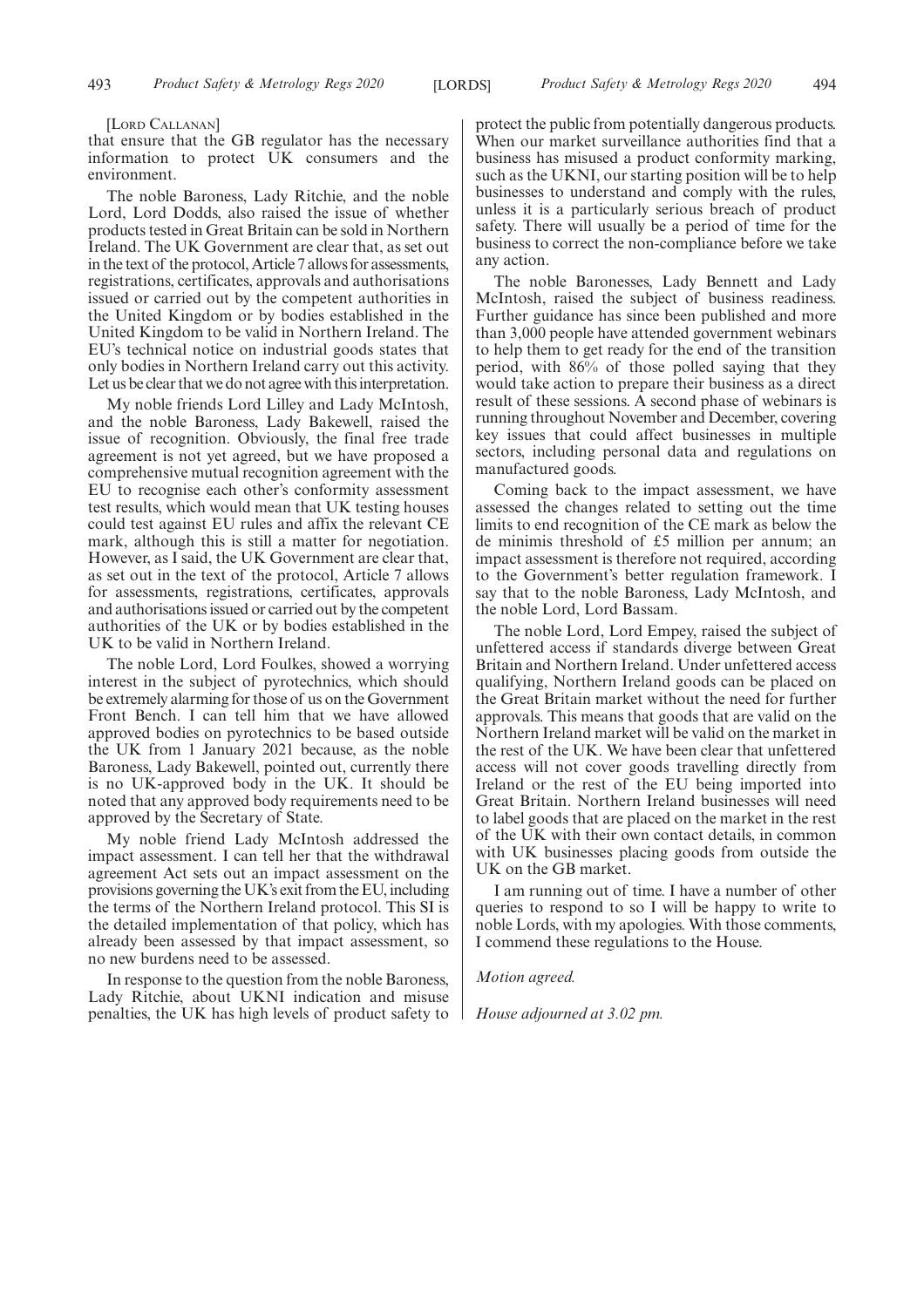[LORD CALLANAN]

that ensure that the GB regulator has the necessary information to protect UK consumers and the environment.

The noble Baroness, Lady Ritchie, and the noble Lord, Lord Dodds, also raised the issue of whether products tested in Great Britain can be sold in Northern Ireland. The UK Government are clear that, as set out in the text of the protocol, Article 7 allows for assessments, registrations, certificates, approvals and authorisations issued or carried out by the competent authorities in the United Kingdom or by bodies established in the United Kingdom to be valid in Northern Ireland. The EU's technical notice on industrial goods states that only bodies in Northern Ireland carry out this activity. Let us be clear that we do not agree with this interpretation.

My noble friends Lord Lilley and Lady McIntosh, and the noble Baroness, Lady Bakewell, raised the issue of recognition. Obviously, the final free trade agreement is not yet agreed, but we have proposed a comprehensive mutual recognition agreement with the EU to recognise each other's conformity assessment test results, which would mean that UK testing houses could test against EU rules and affix the relevant CE mark, although this is still a matter for negotiation. However, as I said, the UK Government are clear that, as set out in the text of the protocol, Article 7 allows for assessments, registrations, certificates, approvals and authorisations issued or carried out by the competent authorities of the UK or by bodies established in the UK to be valid in Northern Ireland.

The noble Lord, Lord Foulkes, showed a worrying interest in the subject of pyrotechnics, which should be extremely alarming for those of us on the Government Front Bench. I can tell him that we have allowed approved bodies on pyrotechnics to be based outside the UK from 1 January 2021 because, as the noble Baroness, Lady Bakewell, pointed out, currently there is no UK-approved body in the UK. It should be noted that any approved body requirements need to be approved by the Secretary of State.

My noble friend Lady McIntosh addressed the impact assessment. I can tell her that the withdrawal agreement Act sets out an impact assessment on the provisions governing the UK's exit from the EU, including the terms of the Northern Ireland protocol. This SI is the detailed implementation of that policy, which has already been assessed by that impact assessment, so no new burdens need to be assessed.

In response to the question from the noble Baroness, Lady Ritchie, about UKNI indication and misuse penalties, the UK has high levels of product safety to protect the public from potentially dangerous products. When our market surveillance authorities find that a business has misused a product conformity marking, such as the UKNI, our starting position will be to help businesses to understand and comply with the rules, unless it is a particularly serious breach of product safety. There will usually be a period of time for the business to correct the non-compliance before we take any action.

The noble Baronesses, Lady Bennett and Lady McIntosh, raised the subject of business readiness. Further guidance has since been published and more than 3,000 people have attended government webinars to help them to get ready for the end of the transition period, with 86% of those polled saying that they would take action to prepare their business as a direct result of these sessions. A second phase of webinars is running throughout November and December, covering key issues that could affect businesses in multiple sectors, including personal data and regulations on manufactured goods.

Coming back to the impact assessment, we have assessed the changes related to setting out the time limits to end recognition of the CE mark as below the de minimis threshold of £5 million per annum; an impact assessment is therefore not required, according to the Government's better regulation framework. I say that to the noble Baroness, Lady McIntosh, and the noble Lord, Lord Bassam.

The noble Lord, Lord Empey, raised the subject of unfettered access if standards diverge between Great Britain and Northern Ireland. Under unfettered access qualifying, Northern Ireland goods can be placed on the Great Britain market without the need for further approvals. This means that goods that are valid on the Northern Ireland market will be valid on the market in the rest of the UK. We have been clear that unfettered access will not cover goods travelling directly from Ireland or the rest of the EU being imported into Great Britain. Northern Ireland businesses will need to label goods that are placed on the market in the rest of the UK with their own contact details, in common with UK businesses placing goods from outside the UK on the GB market.

I am running out of time. I have a number of other queries to respond to so I will be happy to write to noble Lords, with my apologies. With those comments, I commend these regulations to the House.

*Motion agreed.*

*House adjourned at 3.02 pm.*